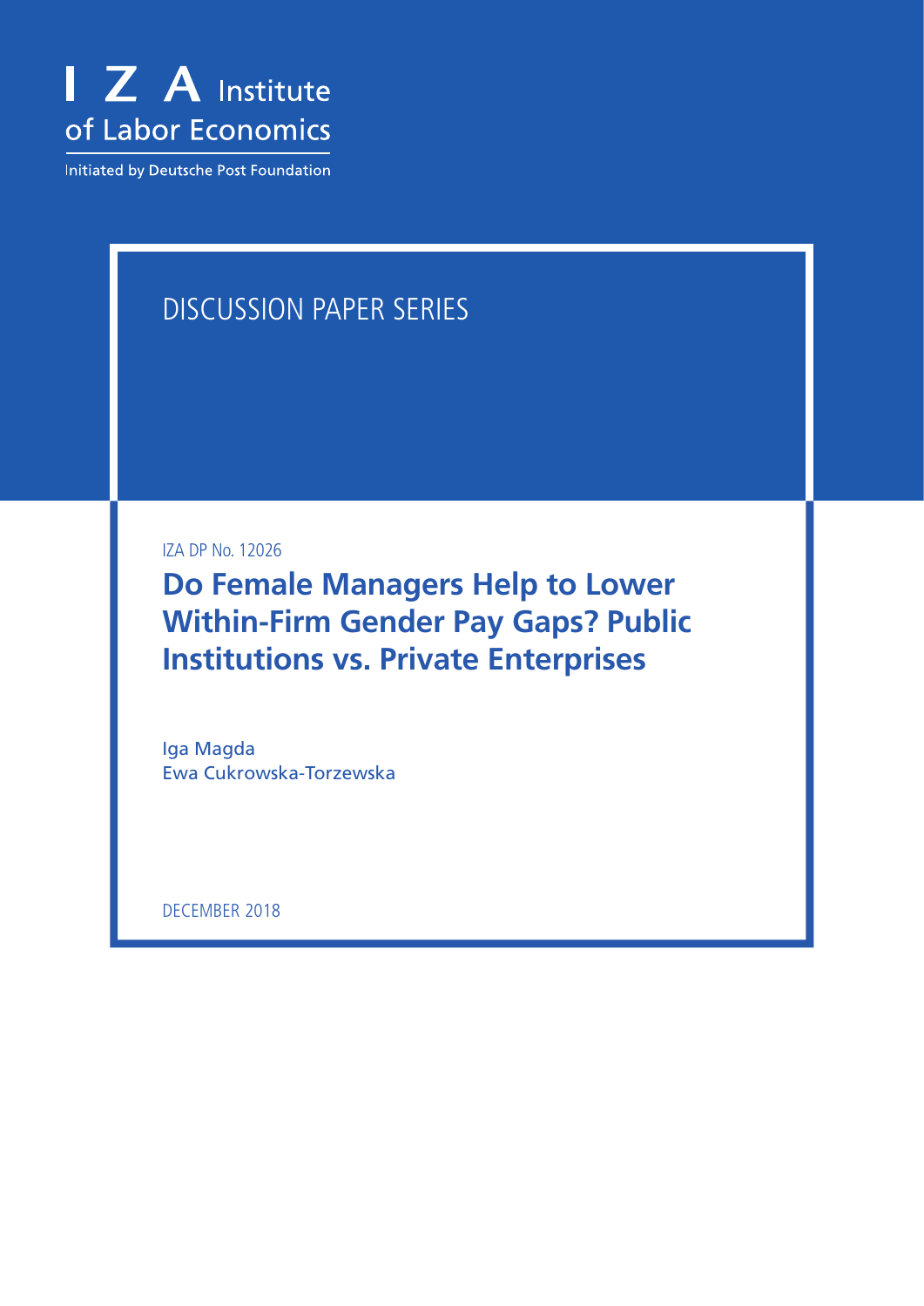I Z A Institute of Labor Economics

Initiated by Deutsche Post Foundation

DISCUSSION PAPER SERIES

IZA DP No. 12026

# Do Female Managers Help to Lower Within-Firm Gender Pay Gaps? Public Institutions vs. Private Enterprises

Iga Magda
Ewa Cukrowska-Torzewska

DECEMBER 2018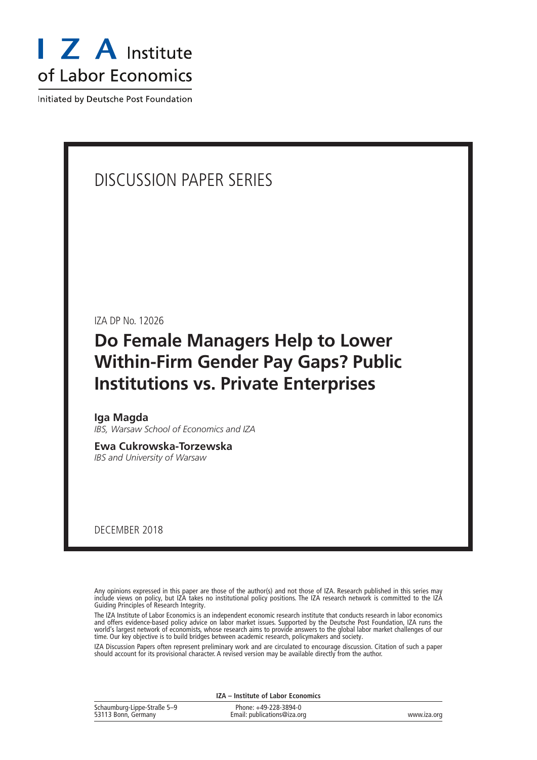I Z A Institute of Labor Economics

Initiated by Deutsche Post Foundation

DISCUSSION PAPER SERIES

IZA DP No. 12026

# Do Female Managers Help to Lower Within-Firm Gender Pay Gaps? Public Institutions vs. Private Enterprises

**Iga Magda**
*IBS, Warsaw School of Economics and IZA*

**Ewa Cukrowska-Torzewska**
*IBS and University of Warsaw*

DECEMBER 2018

Any opinions expressed in this paper are those of the author(s) and not those of IZA. Research published in this series may include views on policy, but IZA takes no institutional policy positions. The IZA research network is committed to the IZA Guiding Principles of Research Integrity.

The IZA Institute of Labor Economics is an independent economic research institute that conducts research in labor economics and offers evidence-based policy advice on labor market issues. Supported by the Deutsche Post Foundation, IZA runs the world's largest network of economists, whose research aims to provide answers to the global labor market challenges of our time. Our key objective is to build bridges between academic research, policymakers and society.

IZA Discussion Papers often represent preliminary work and are circulated to encourage discussion. Citation of such a paper should account for its provisional character. A revised version may be available directly from the author.

**IZA – Institute of Labor Economics**

Schaumburg-Lippe-Straße 5–9
53113 Bonn, Germany

Phone: +49-228-3894-0
Email: publications@iza.org

www.iza.org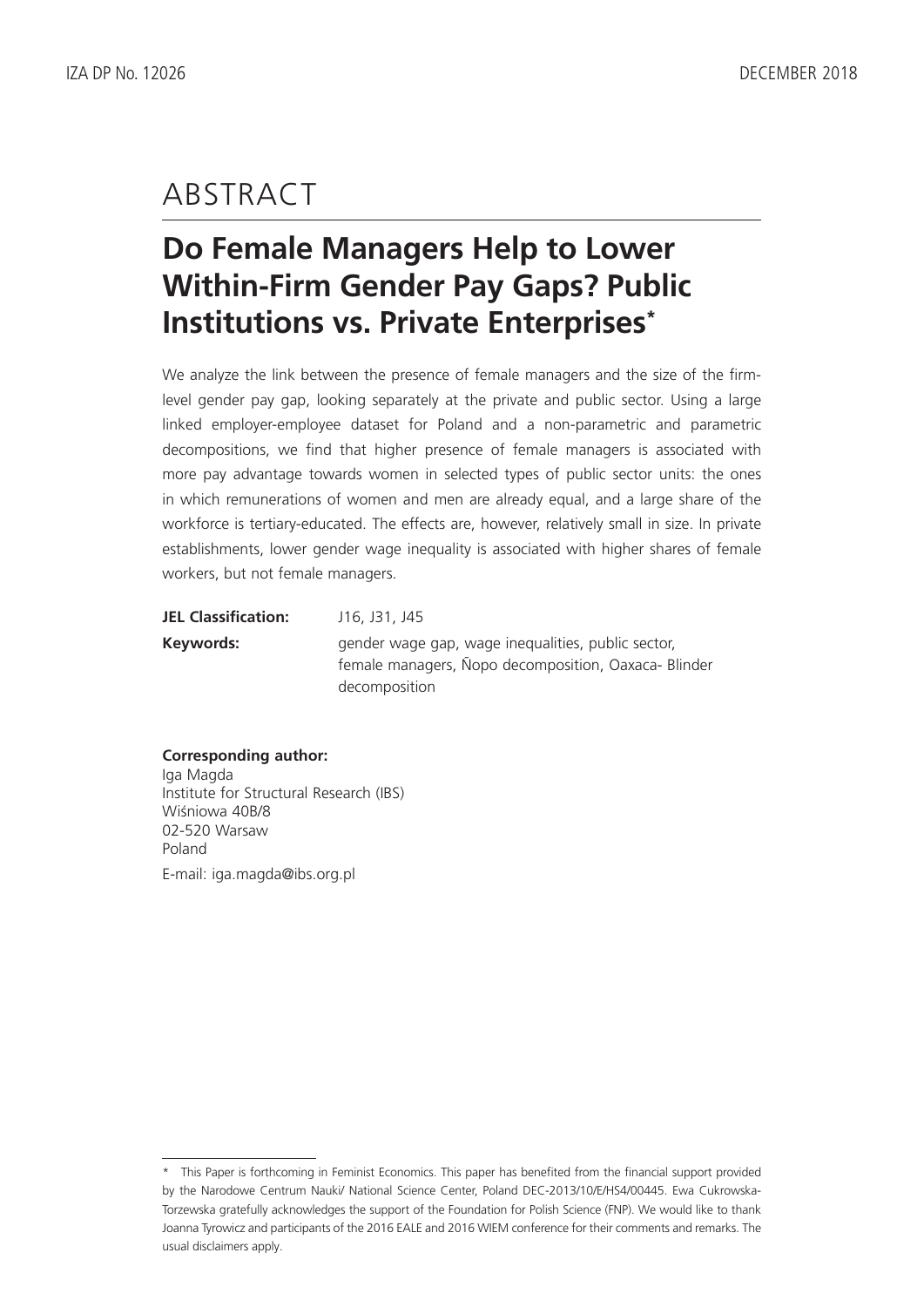# ABSTRACT

## Do Female Managers Help to Lower Within-Firm Gender Pay Gaps? Public Institutions vs. Private Enterprises*

We analyze the link between the presence of female managers and the size of the firm-level gender pay gap, looking separately at the private and public sector. Using a large linked employer-employee dataset for Poland and a non-parametric and parametric decompositions, we find that higher presence of female managers is associated with more pay advantage towards women in selected types of public sector units: the ones in which remunerations of women and men are already equal, and a large share of the workforce is tertiary-educated. The effects are, however, relatively small in size. In private establishments, lower gender wage inequality is associated with higher shares of female workers, but not female managers.

**JEL Classification:** J16, J31, J45

**Keywords:** gender wage gap, wage inequalities, public sector, female managers, Ñopo decomposition, Oaxaca- Blinder decomposition

**Corresponding author:**
Iga Magda
Institute for Structural Research (IBS)
Wiśniowa 40B/8
02-520 Warsaw
Poland

E-mail: iga.magda@ibs.org.pl

* This Paper is forthcoming in Feminist Economics. This paper has benefited from the financial support provided by the Narodowe Centrum Nauki/ National Science Center, Poland DEC-2013/10/E/HS4/00445. Ewa Cukrowska-Torzewska gratefully acknowledges the support of the Foundation for Polish Science (FNP). We would like to thank Joanna Tyrowicz and participants of the 2016 EALE and 2016 WIEM conference for their comments and remarks. The usual disclaimers apply.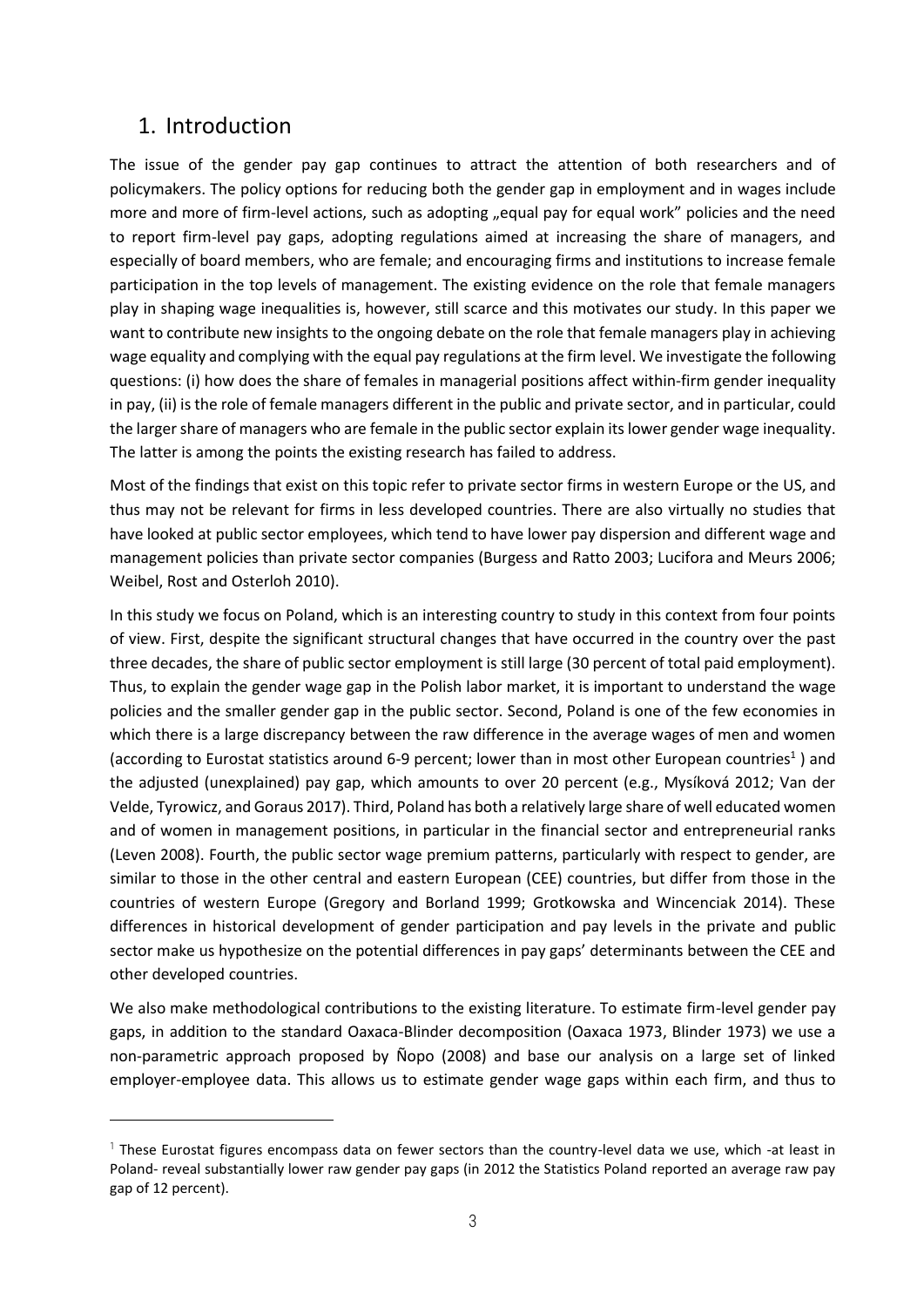# 1. Introduction

The issue of the gender pay gap continues to attract the attention of both researchers and of policymakers. The policy options for reducing both the gender gap in employment and in wages include more and more of firm-level actions, such as adopting „equal pay for equal work" policies and the need to report firm-level pay gaps, adopting regulations aimed at increasing the share of managers, and especially of board members, who are female; and encouraging firms and institutions to increase female participation in the top levels of management. The existing evidence on the role that female managers play in shaping wage inequalities is, however, still scarce and this motivates our study. In this paper we want to contribute new insights to the ongoing debate on the role that female managers play in achieving wage equality and complying with the equal pay regulations at the firm level. We investigate the following questions: (i) how does the share of females in managerial positions affect within-firm gender inequality in pay, (ii) is the role of female managers different in the public and private sector, and in particular, could the larger share of managers who are female in the public sector explain its lower gender wage inequality. The latter is among the points the existing research has failed to address.

Most of the findings that exist on this topic refer to private sector firms in western Europe or the US, and thus may not be relevant for firms in less developed countries. There are also virtually no studies that have looked at public sector employees, which tend to have lower pay dispersion and different wage and management policies than private sector companies (Burgess and Ratto 2003; Lucifora and Meurs 2006; Weibel, Rost and Osterloh 2010).

In this study we focus on Poland, which is an interesting country to study in this context from four points of view. First, despite the significant structural changes that have occurred in the country over the past three decades, the share of public sector employment is still large (30 percent of total paid employment). Thus, to explain the gender wage gap in the Polish labor market, it is important to understand the wage policies and the smaller gender gap in the public sector. Second, Poland is one of the few economies in which there is a large discrepancy between the raw difference in the average wages of men and women (according to Eurostat statistics around 6-9 percent; lower than in most other European countries[1] ) and the adjusted (unexplained) pay gap, which amounts to over 20 percent (e.g., Mysíková 2012; Van der Velde, Tyrowicz, and Goraus 2017). Third, Poland has both a relatively large share of well educated women and of women in management positions, in particular in the financial sector and entrepreneurial ranks (Leven 2008). Fourth, the public sector wage premium patterns, particularly with respect to gender, are similar to those in the other central and eastern European (CEE) countries, but differ from those in the countries of western Europe (Gregory and Borland 1999; Grotkowska and Wincenciak 2014). These differences in historical development of gender participation and pay levels in the private and public sector make us hypothesize on the potential differences in pay gaps' determinants between the CEE and other developed countries.

We also make methodological contributions to the existing literature. To estimate firm-level gender pay gaps, in addition to the standard Oaxaca-Blinder decomposition (Oaxaca 1973, Blinder 1973) we use a non-parametric approach proposed by Ñopo (2008) and base our analysis on a large set of linked employer-employee data. This allows us to estimate gender wage gaps within each firm, and thus to

[1] These Eurostat figures encompass data on fewer sectors than the country-level data we use, which -at least in Poland- reveal substantially lower raw gender pay gaps (in 2012 the Statistics Poland reported an average raw pay gap of 12 percent).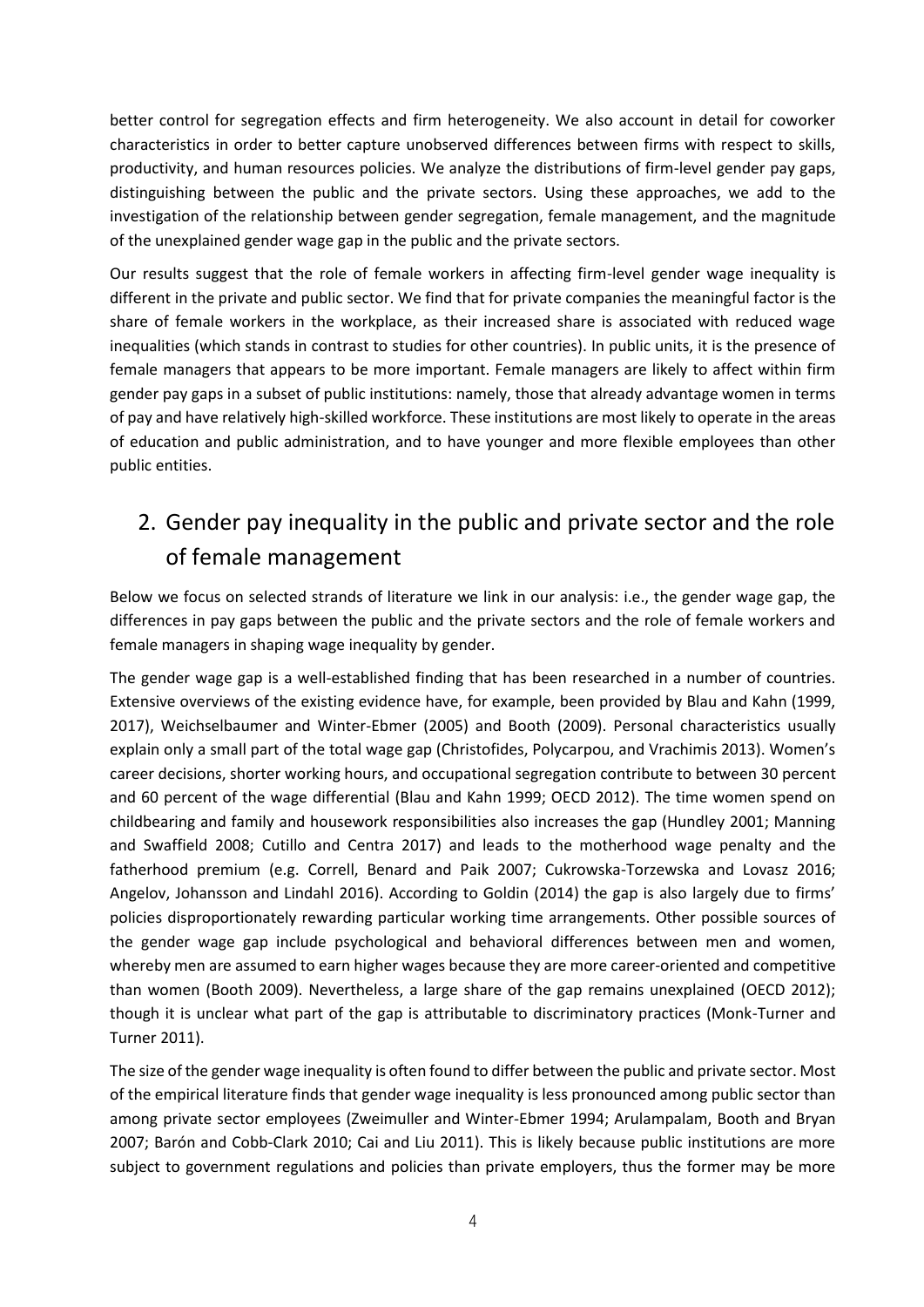better control for segregation effects and firm heterogeneity. We also account in detail for coworker characteristics in order to better capture unobserved differences between firms with respect to skills, productivity, and human resources policies. We analyze the distributions of firm-level gender pay gaps, distinguishing between the public and the private sectors. Using these approaches, we add to the investigation of the relationship between gender segregation, female management, and the magnitude of the unexplained gender wage gap in the public and the private sectors.

Our results suggest that the role of female workers in affecting firm-level gender wage inequality is different in the private and public sector. We find that for private companies the meaningful factor is the share of female workers in the workplace, as their increased share is associated with reduced wage inequalities (which stands in contrast to studies for other countries). In public units, it is the presence of female managers that appears to be more important. Female managers are likely to affect within firm gender pay gaps in a subset of public institutions: namely, those that already advantage women in terms of pay and have relatively high-skilled workforce. These institutions are most likely to operate in the areas of education and public administration, and to have younger and more flexible employees than other public entities.

## 2. Gender pay inequality in the public and private sector and the role of female management

Below we focus on selected strands of literature we link in our analysis: i.e., the gender wage gap, the differences in pay gaps between the public and the private sectors and the role of female workers and female managers in shaping wage inequality by gender.

The gender wage gap is a well-established finding that has been researched in a number of countries. Extensive overviews of the existing evidence have, for example, been provided by Blau and Kahn (1999, 2017), Weichselbaumer and Winter-Ebmer (2005) and Booth (2009). Personal characteristics usually explain only a small part of the total wage gap (Christofides, Polycarpou, and Vrachimis 2013). Women's career decisions, shorter working hours, and occupational segregation contribute to between 30 percent and 60 percent of the wage differential (Blau and Kahn 1999; OECD 2012). The time women spend on childbearing and family and housework responsibilities also increases the gap (Hundley 2001; Manning and Swaffield 2008; Cutillo and Centra 2017) and leads to the motherhood wage penalty and the fatherhood premium (e.g. Correll, Benard and Paik 2007; Cukrowska-Torzewska and Lovasz 2016; Angelov, Johansson and Lindahl 2016). According to Goldin (2014) the gap is also largely due to firms' policies disproportionately rewarding particular working time arrangements. Other possible sources of the gender wage gap include psychological and behavioral differences between men and women, whereby men are assumed to earn higher wages because they are more career-oriented and competitive than women (Booth 2009). Nevertheless, a large share of the gap remains unexplained (OECD 2012); though it is unclear what part of the gap is attributable to discriminatory practices (Monk-Turner and Turner 2011).

The size of the gender wage inequality is often found to differ between the public and private sector. Most of the empirical literature finds that gender wage inequality is less pronounced among public sector than among private sector employees (Zweimuller and Winter-Ebmer 1994; Arulampalam, Booth and Bryan 2007; Barón and Cobb-Clark 2010; Cai and Liu 2011). This is likely because public institutions are more subject to government regulations and policies than private employers, thus the former may be more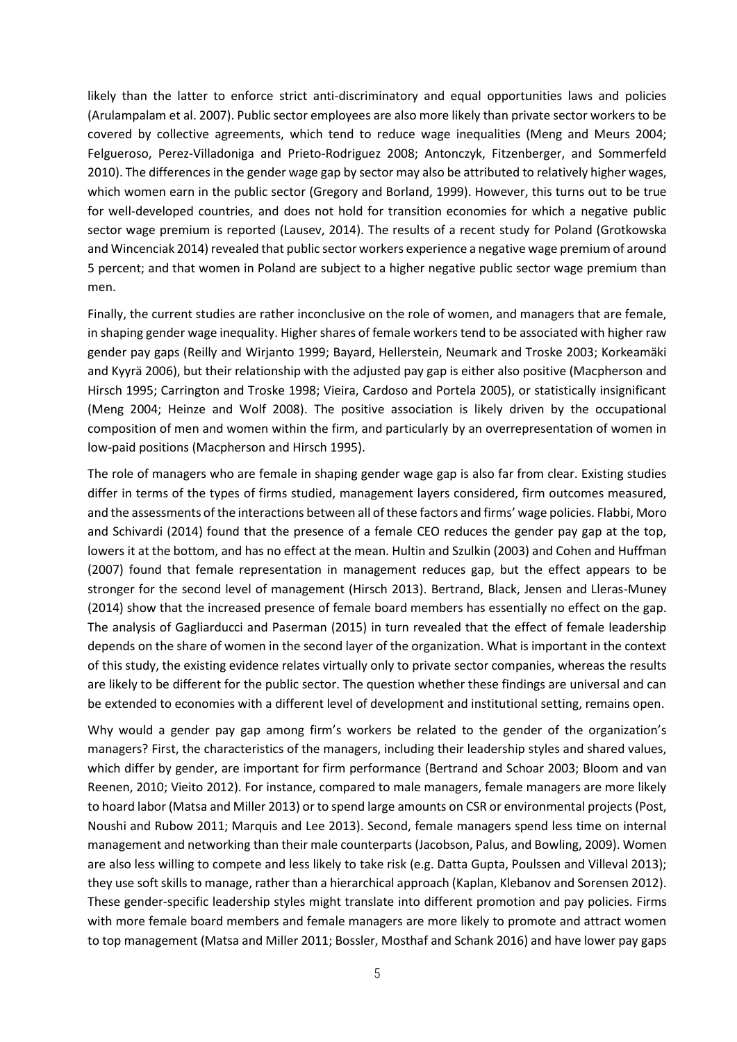likely than the latter to enforce strict anti-discriminatory and equal opportunities laws and policies (Arulampalam et al. 2007). Public sector employees are also more likely than private sector workers to be covered by collective agreements, which tend to reduce wage inequalities (Meng and Meurs 2004; Felgueroso, Perez-Villadoniga and Prieto-Rodriguez 2008; Antonczyk, Fitzenberger, and Sommerfeld 2010). The differences in the gender wage gap by sector may also be attributed to relatively higher wages, which women earn in the public sector (Gregory and Borland, 1999). However, this turns out to be true for well-developed countries, and does not hold for transition economies for which a negative public sector wage premium is reported (Lausev, 2014). The results of a recent study for Poland (Grotkowska and Wincenciak 2014) revealed that public sector workers experience a negative wage premium of around 5 percent; and that women in Poland are subject to a higher negative public sector wage premium than men.

Finally, the current studies are rather inconclusive on the role of women, and managers that are female, in shaping gender wage inequality. Higher shares of female workers tend to be associated with higher raw gender pay gaps (Reilly and Wirjanto 1999; Bayard, Hellerstein, Neumark and Troske 2003; Korkeamäki and Kyyrä 2006), but their relationship with the adjusted pay gap is either also positive (Macpherson and Hirsch 1995; Carrington and Troske 1998; Vieira, Cardoso and Portela 2005), or statistically insignificant (Meng 2004; Heinze and Wolf 2008). The positive association is likely driven by the occupational composition of men and women within the firm, and particularly by an overrepresentation of women in low-paid positions (Macpherson and Hirsch 1995).

The role of managers who are female in shaping gender wage gap is also far from clear. Existing studies differ in terms of the types of firms studied, management layers considered, firm outcomes measured, and the assessments of the interactions between all of these factors and firms' wage policies. Flabbi, Moro and Schivardi (2014) found that the presence of a female CEO reduces the gender pay gap at the top, lowers it at the bottom, and has no effect at the mean. Hultin and Szulkin (2003) and Cohen and Huffman (2007) found that female representation in management reduces gap, but the effect appears to be stronger for the second level of management (Hirsch 2013). Bertrand, Black, Jensen and Lleras-Muney (2014) show that the increased presence of female board members has essentially no effect on the gap. The analysis of Gagliarducci and Paserman (2015) in turn revealed that the effect of female leadership depends on the share of women in the second layer of the organization. What is important in the context of this study, the existing evidence relates virtually only to private sector companies, whereas the results are likely to be different for the public sector. The question whether these findings are universal and can be extended to economies with a different level of development and institutional setting, remains open.

Why would a gender pay gap among firm's workers be related to the gender of the organization's managers? First, the characteristics of the managers, including their leadership styles and shared values, which differ by gender, are important for firm performance (Bertrand and Schoar 2003; Bloom and van Reenen, 2010; Vieito 2012). For instance, compared to male managers, female managers are more likely to hoard labor (Matsa and Miller 2013) or to spend large amounts on CSR or environmental projects (Post, Noushi and Rubow 2011; Marquis and Lee 2013). Second, female managers spend less time on internal management and networking than their male counterparts (Jacobson, Palus, and Bowling, 2009). Women are also less willing to compete and less likely to take risk (e.g. Datta Gupta, Poulssen and Villeval 2013); they use soft skills to manage, rather than a hierarchical approach (Kaplan, Klebanov and Sorensen 2012). These gender-specific leadership styles might translate into different promotion and pay policies. Firms with more female board members and female managers are more likely to promote and attract women to top management (Matsa and Miller 2011; Bossler, Mosthaf and Schank 2016) and have lower pay gaps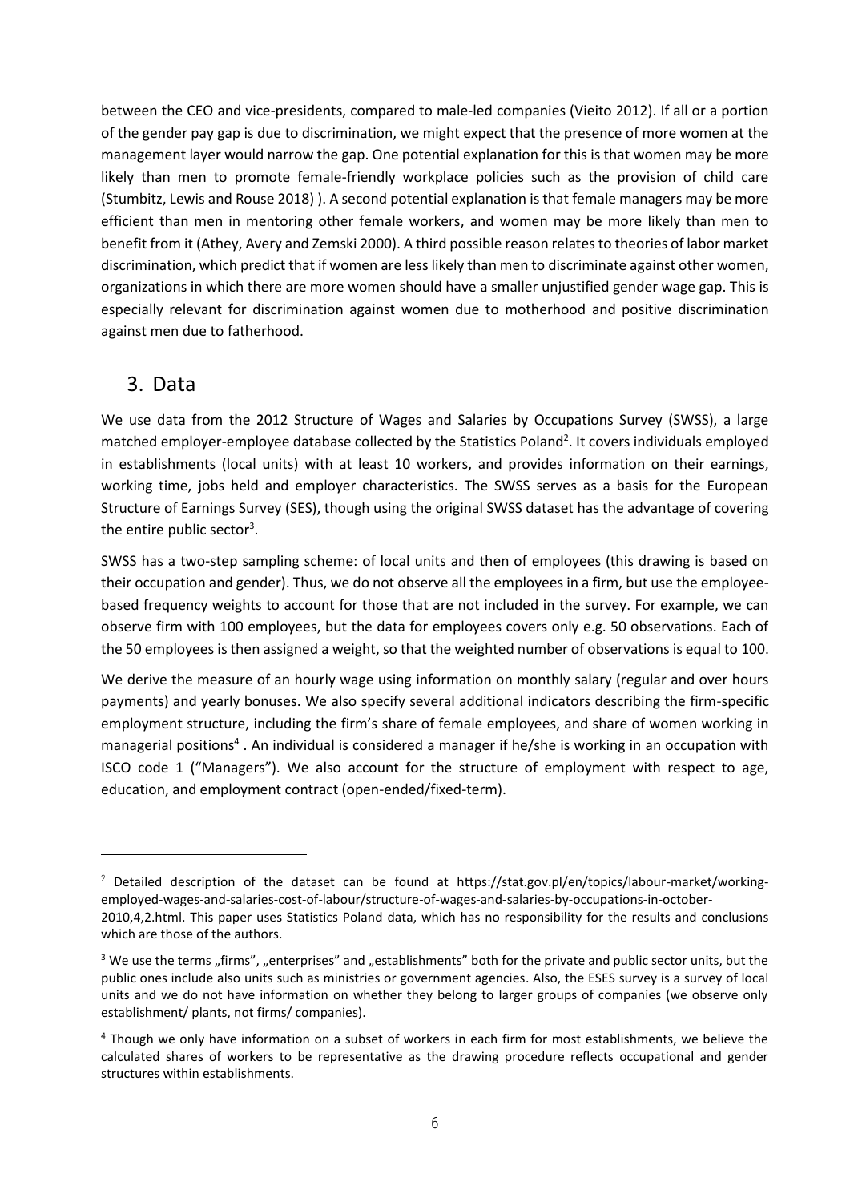between the CEO and vice-presidents, compared to male-led companies (Vieito 2012). If all or a portion of the gender pay gap is due to discrimination, we might expect that the presence of more women at the management layer would narrow the gap. One potential explanation for this is that women may be more likely than men to promote female-friendly workplace policies such as the provision of child care (Stumbitz, Lewis and Rouse 2018) ). A second potential explanation is that female managers may be more efficient than men in mentoring other female workers, and women may be more likely than men to benefit from it (Athey, Avery and Zemski 2000). A third possible reason relates to theories of labor market discrimination, which predict that if women are less likely than men to discriminate against other women, organizations in which there are more women should have a smaller unjustified gender wage gap. This is especially relevant for discrimination against women due to motherhood and positive discrimination against men due to fatherhood.

## 3. Data

We use data from the 2012 Structure of Wages and Salaries by Occupations Survey (SWSS), a large matched employer-employee database collected by the Statistics Poland[2]. It covers individuals employed in establishments (local units) with at least 10 workers, and provides information on their earnings, working time, jobs held and employer characteristics. The SWSS serves as a basis for the European Structure of Earnings Survey (SES), though using the original SWSS dataset has the advantage of covering the entire public sector[3].

SWSS has a two-step sampling scheme: of local units and then of employees (this drawing is based on their occupation and gender). Thus, we do not observe all the employees in a firm, but use the employee-based frequency weights to account for those that are not included in the survey. For example, we can observe firm with 100 employees, but the data for employees covers only e.g. 50 observations. Each of the 50 employees is then assigned a weight, so that the weighted number of observations is equal to 100.

We derive the measure of an hourly wage using information on monthly salary (regular and over hours payments) and yearly bonuses. We also specify several additional indicators describing the firm-specific employment structure, including the firm's share of female employees, and share of women working in managerial positions[4] . An individual is considered a manager if he/she is working in an occupation with ISCO code 1 ("Managers"). We also account for the structure of employment with respect to age, education, and employment contract (open-ended/fixed-term).

---

[2] Detailed description of the dataset can be found at https://stat.gov.pl/en/topics/labour-market/working-employed-wages-and-salaries-cost-of-labour/structure-of-wages-and-salaries-by-occupations-in-october-2010,4,2.html. This paper uses Statistics Poland data, which has no responsibility for the results and conclusions which are those of the authors.

[3] We use the terms „firms", „enterprises" and „establishments" both for the private and public sector units, but the public ones include also units such as ministries or government agencies. Also, the ESES survey is a survey of local units and we do not have information on whether they belong to larger groups of companies (we observe only establishment/ plants, not firms/ companies).

[4] Though we only have information on a subset of workers in each firm for most establishments, we believe the calculated shares of workers to be representative as the drawing procedure reflects occupational and gender structures within establishments.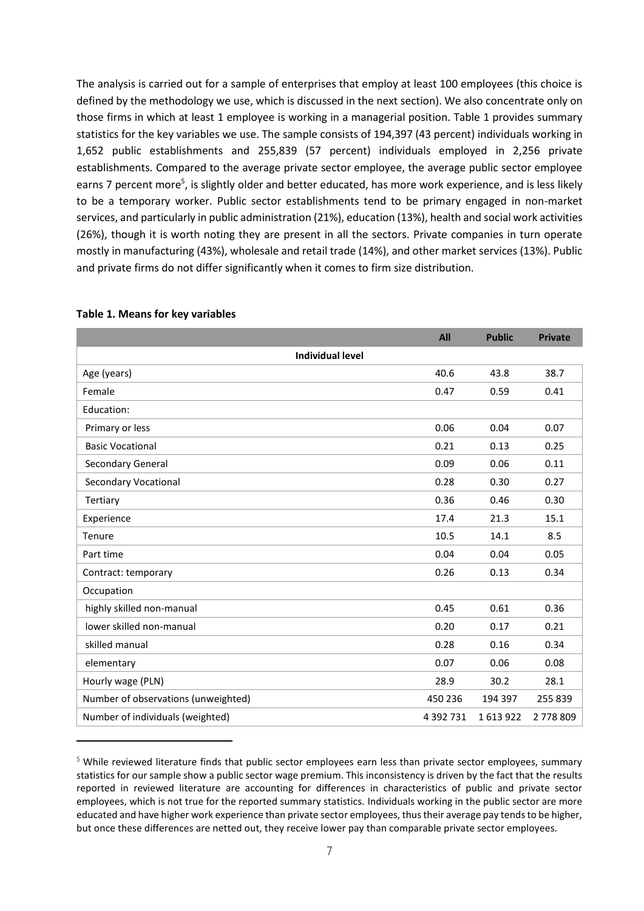The analysis is carried out for a sample of enterprises that employ at least 100 employees (this choice is defined by the methodology we use, which is discussed in the next section). We also concentrate only on those firms in which at least 1 employee is working in a managerial position. Table 1 provides summary statistics for the key variables we use. The sample consists of 194,397 (43 percent) individuals working in 1,652 public establishments and 255,839 (57 percent) individuals employed in 2,256 private establishments. Compared to the average private sector employee, the average public sector employee earns 7 percent more[5], is slightly older and better educated, has more work experience, and is less likely to be a temporary worker. Public sector establishments tend to be primary engaged in non-market services, and particularly in public administration (21%), education (13%), health and social work activities (26%), though it is worth noting they are present in all the sectors. Private companies in turn operate mostly in manufacturing (43%), wholesale and retail trade (14%), and other market services (13%). Public and private firms do not differ significantly when it comes to firm size distribution.

**Table 1. Means for key variables**

| | All | Public | Private |
|---|---|---|---|
| **Individual level** | | | |
| Age (years) | 40.6 | 43.8 | 38.7 |
| Female | 0.47 | 0.59 | 0.41 |
| Education: | | | |
| Primary or less | 0.06 | 0.04 | 0.07 |
| Basic Vocational | 0.21 | 0.13 | 0.25 |
| Secondary General | 0.09 | 0.06 | 0.11 |
| Secondary Vocational | 0.28 | 0.30 | 0.27 |
| Tertiary | 0.36 | 0.46 | 0.30 |
| Experience | 17.4 | 21.3 | 15.1 |
| Tenure | 10.5 | 14.1 | 8.5 |
| Part time | 0.04 | 0.04 | 0.05 |
| Contract: temporary | 0.26 | 0.13 | 0.34 |
| Occupation | | | |
| highly skilled non-manual | 0.45 | 0.61 | 0.36 |
| lower skilled non-manual | 0.20 | 0.17 | 0.21 |
| skilled manual | 0.28 | 0.16 | 0.34 |
| elementary | 0.07 | 0.06 | 0.08 |
| Hourly wage (PLN) | 28.9 | 30.2 | 28.1 |
| Number of observations (unweighted) | 450 236 | 194 397 | 255 839 |
| Number of individuals (weighted) | 4 392 731 | 1 613 922 | 2 778 809 |

[5] While reviewed literature finds that public sector employees earn less than private sector employees, summary statistics for our sample show a public sector wage premium. This inconsistency is driven by the fact that the results reported in reviewed literature are accounting for differences in characteristics of public and private sector employees, which is not true for the reported summary statistics. Individuals working in the public sector are more educated and have higher work experience than private sector employees, thus their average pay tends to be higher, but once these differences are netted out, they receive lower pay than comparable private sector employees.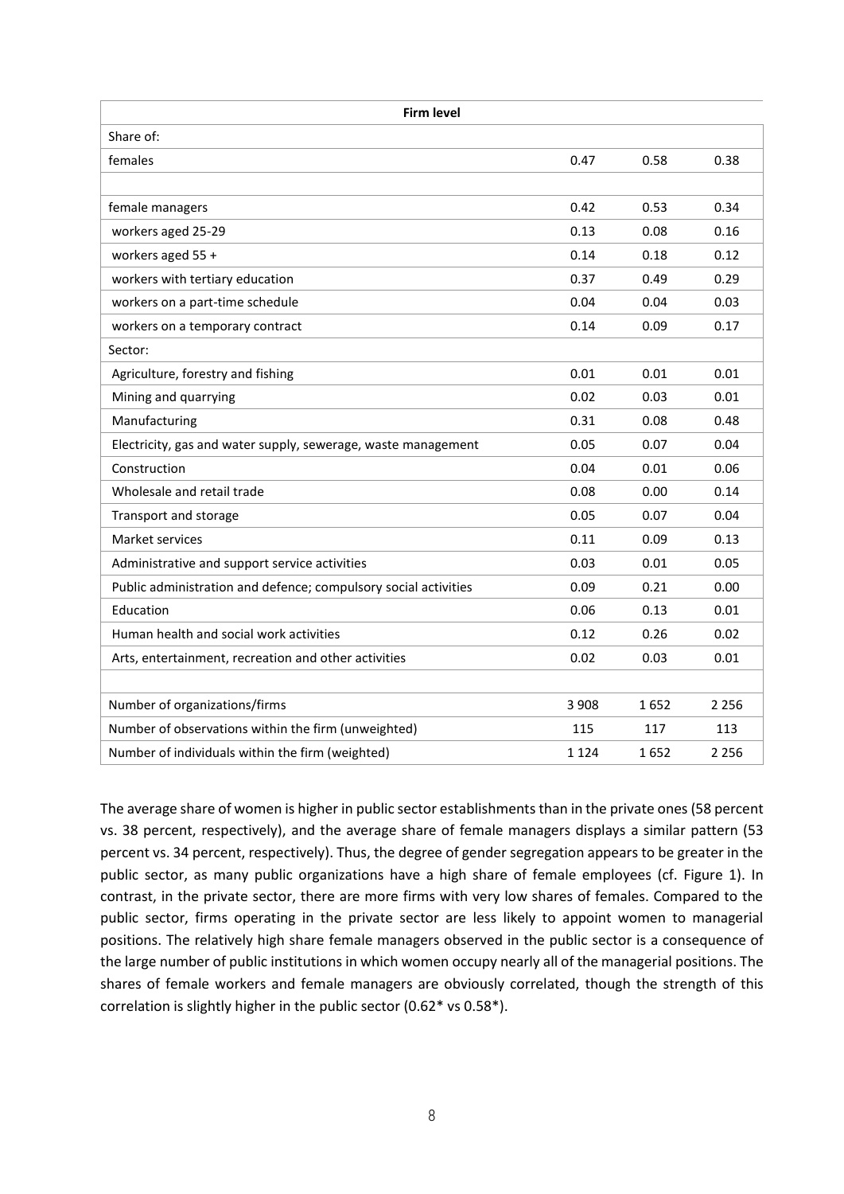| Firm level | | | |
|---|---|---|---|
| Share of: | | | |
| females | 0.47 | 0.58 | 0.38 |
| | | | |
| female managers | 0.42 | 0.53 | 0.34 |
| workers aged 25-29 | 0.13 | 0.08 | 0.16 |
| workers aged 55 + | 0.14 | 0.18 | 0.12 |
| workers with tertiary education | 0.37 | 0.49 | 0.29 |
| workers on a part-time schedule | 0.04 | 0.04 | 0.03 |
| workers on a temporary contract | 0.14 | 0.09 | 0.17 |
| Sector: | | | |
| Agriculture, forestry and fishing | 0.01 | 0.01 | 0.01 |
| Mining and quarrying | 0.02 | 0.03 | 0.01 |
| Manufacturing | 0.31 | 0.08 | 0.48 |
| Electricity, gas and water supply, sewerage, waste management | 0.05 | 0.07 | 0.04 |
| Construction | 0.04 | 0.01 | 0.06 |
| Wholesale and retail trade | 0.08 | 0.00 | 0.14 |
| Transport and storage | 0.05 | 0.07 | 0.04 |
| Market services | 0.11 | 0.09 | 0.13 |
| Administrative and support service activities | 0.03 | 0.01 | 0.05 |
| Public administration and defence; compulsory social activities | 0.09 | 0.21 | 0.00 |
| Education | 0.06 | 0.13 | 0.01 |
| Human health and social work activities | 0.12 | 0.26 | 0.02 |
| Arts, entertainment, recreation and other activities | 0.02 | 0.03 | 0.01 |
| | | | |
| Number of organizations/firms | 3 908 | 1 652 | 2 256 |
| Number of observations within the firm (unweighted) | 115 | 117 | 113 |
| Number of individuals within the firm (weighted) | 1 124 | 1 652 | 2 256 |

The average share of women is higher in public sector establishments than in the private ones (58 percent vs. 38 percent, respectively), and the average share of female managers displays a similar pattern (53 percent vs. 34 percent, respectively). Thus, the degree of gender segregation appears to be greater in the public sector, as many public organizations have a high share of female employees (cf. Figure 1). In contrast, in the private sector, there are more firms with very low shares of females. Compared to the public sector, firms operating in the private sector are less likely to appoint women to managerial positions. The relatively high share female managers observed in the public sector is a consequence of the large number of public institutions in which women occupy nearly all of the managerial positions. The shares of female workers and female managers are obviously correlated, though the strength of this correlation is slightly higher in the public sector (0.62* vs 0.58*).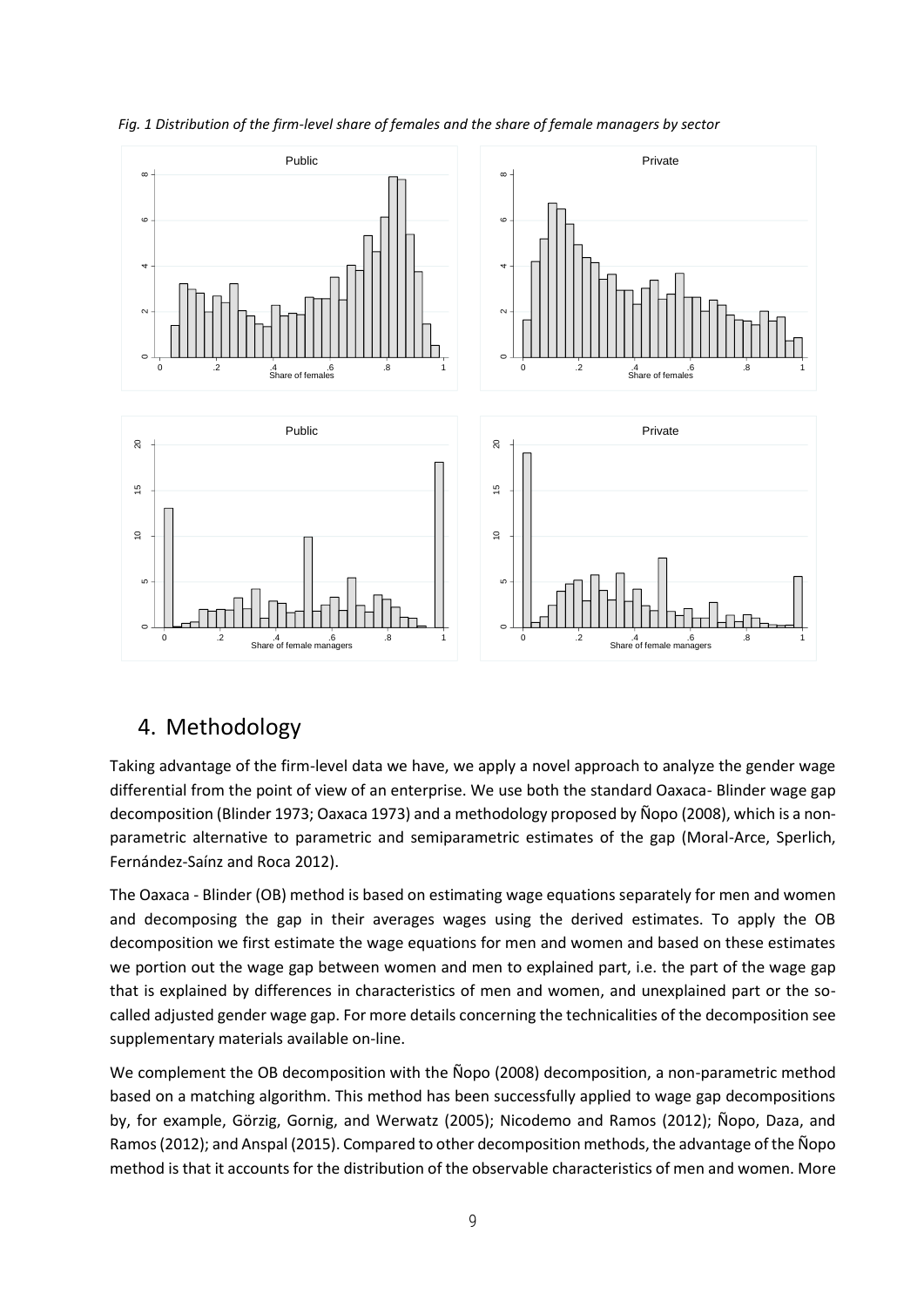*Fig. 1 Distribution of the firm-level share of females and the share of female managers by sector*

## 4. Methodology

Taking advantage of the firm-level data we have, we apply a novel approach to analyze the gender wage differential from the point of view of an enterprise. We use both the standard Oaxaca- Blinder wage gap decomposition (Blinder 1973; Oaxaca 1973) and a methodology proposed by Ñopo (2008), which is a non-parametric alternative to parametric and semiparametric estimates of the gap (Moral-Arce, Sperlich, Fernández-Saínz and Roca 2012).

The Oaxaca - Blinder (OB) method is based on estimating wage equations separately for men and women and decomposing the gap in their averages wages using the derived estimates. To apply the OB decomposition we first estimate the wage equations for men and women and based on these estimates we portion out the wage gap between women and men to explained part, i.e. the part of the wage gap that is explained by differences in characteristics of men and women, and unexplained part or the so-called adjusted gender wage gap. For more details concerning the technicalities of the decomposition see supplementary materials available on-line.

We complement the OB decomposition with the Ñopo (2008) decomposition, a non-parametric method based on a matching algorithm. This method has been successfully applied to wage gap decompositions by, for example, Görzig, Gornig, and Werwatz (2005); Nicodemo and Ramos (2012); Ñopo, Daza, and Ramos (2012); and Anspal (2015). Compared to other decomposition methods, the advantage of the Ñopo method is that it accounts for the distribution of the observable characteristics of men and women. More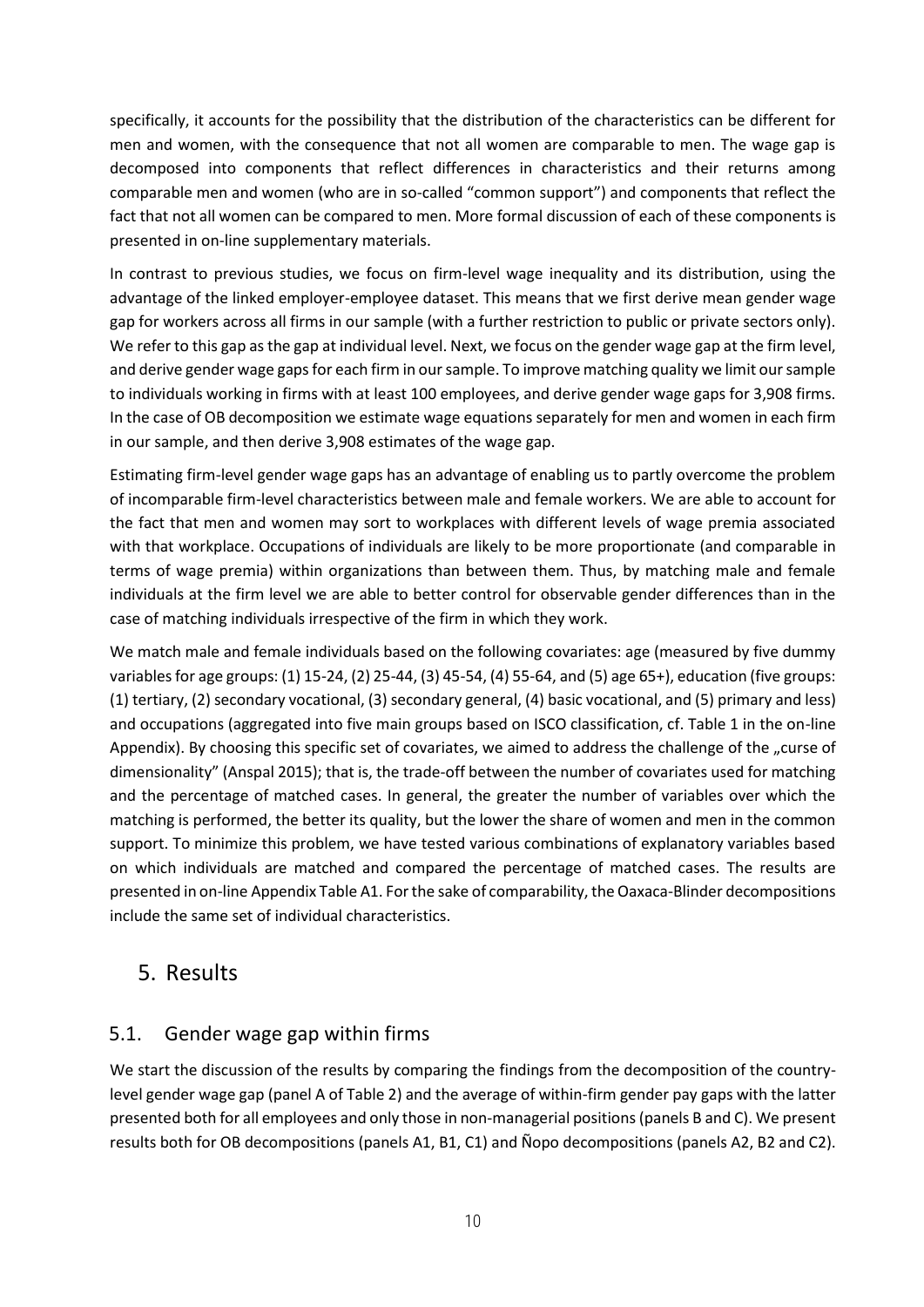specifically, it accounts for the possibility that the distribution of the characteristics can be different for men and women, with the consequence that not all women are comparable to men. The wage gap is decomposed into components that reflect differences in characteristics and their returns among comparable men and women (who are in so-called "common support") and components that reflect the fact that not all women can be compared to men. More formal discussion of each of these components is presented in on-line supplementary materials.

In contrast to previous studies, we focus on firm-level wage inequality and its distribution, using the advantage of the linked employer-employee dataset. This means that we first derive mean gender wage gap for workers across all firms in our sample (with a further restriction to public or private sectors only). We refer to this gap as the gap at individual level. Next, we focus on the gender wage gap at the firm level, and derive gender wage gaps for each firm in our sample. To improve matching quality we limit our sample to individuals working in firms with at least 100 employees, and derive gender wage gaps for 3,908 firms. In the case of OB decomposition we estimate wage equations separately for men and women in each firm in our sample, and then derive 3,908 estimates of the wage gap.

Estimating firm-level gender wage gaps has an advantage of enabling us to partly overcome the problem of incomparable firm-level characteristics between male and female workers. We are able to account for the fact that men and women may sort to workplaces with different levels of wage premia associated with that workplace. Occupations of individuals are likely to be more proportionate (and comparable in terms of wage premia) within organizations than between them. Thus, by matching male and female individuals at the firm level we are able to better control for observable gender differences than in the case of matching individuals irrespective of the firm in which they work.

We match male and female individuals based on the following covariates: age (measured by five dummy variables for age groups: (1) 15-24, (2) 25-44, (3) 45-54, (4) 55-64, and (5) age 65+), education (five groups: (1) tertiary, (2) secondary vocational, (3) secondary general, (4) basic vocational, and (5) primary and less) and occupations (aggregated into five main groups based on ISCO classification, cf. Table 1 in the on-line Appendix). By choosing this specific set of covariates, we aimed to address the challenge of the „curse of dimensionality" (Anspal 2015); that is, the trade-off between the number of covariates used for matching and the percentage of matched cases. In general, the greater the number of variables over which the matching is performed, the better its quality, but the lower the share of women and men in the common support. To minimize this problem, we have tested various combinations of explanatory variables based on which individuals are matched and compared the percentage of matched cases. The results are presented in on-line Appendix Table A1. For the sake of comparability, the Oaxaca-Blinder decompositions include the same set of individual characteristics.

## 5. Results

### 5.1. Gender wage gap within firms

We start the discussion of the results by comparing the findings from the decomposition of the country-level gender wage gap (panel A of Table 2) and the average of within-firm gender pay gaps with the latter presented both for all employees and only those in non-managerial positions (panels B and C). We present results both for OB decompositions (panels A1, B1, C1) and Ñopo decompositions (panels A2, B2 and C2).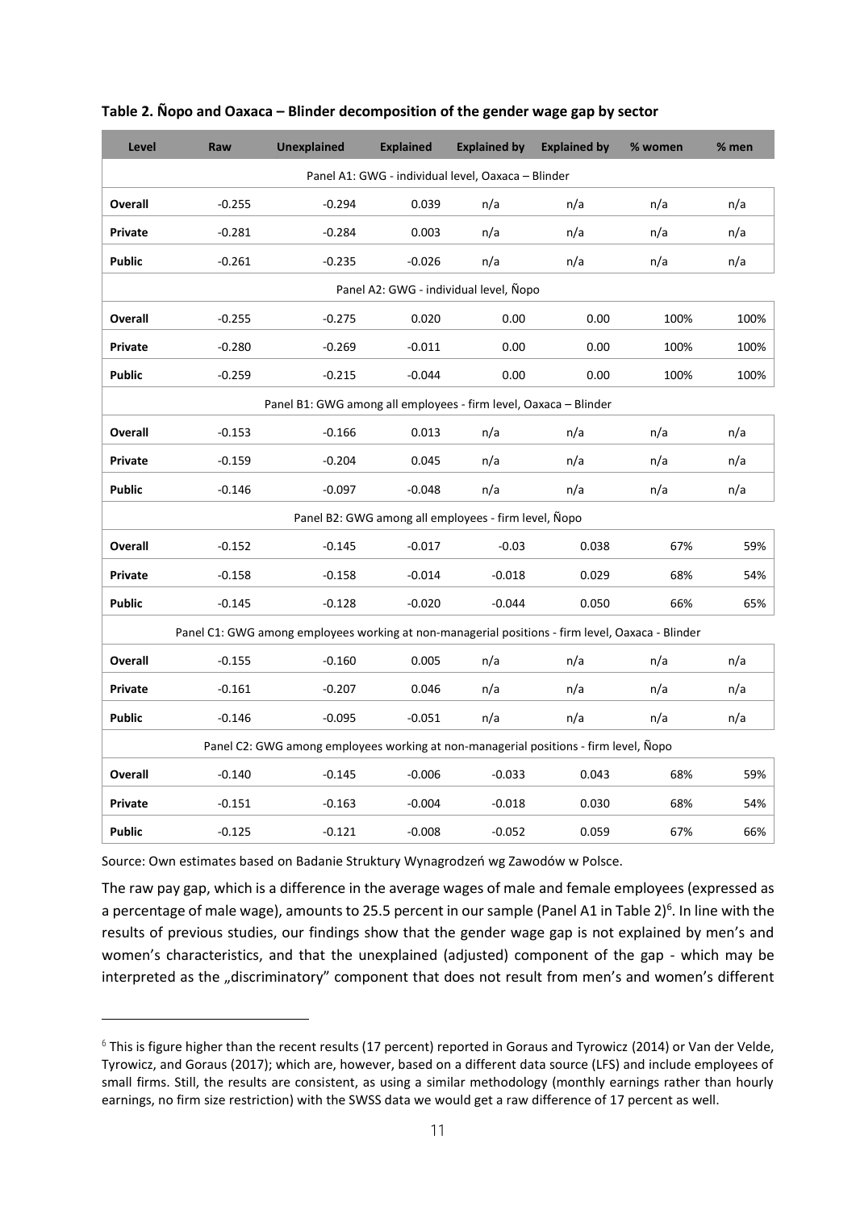**Table 2. Ñopo and Oaxaca – Blinder decomposition of the gender wage gap by sector**

| Level | Raw | Unexplained | Explained | Explained by | Explained by | % women | % men |
|---|---|---|---|---|---|---|---|
| Panel A1: GWG - individual level, Oaxaca – Blinder | | | | | | | |
| **Overall** | -0.255 | -0.294 | 0.039 | n/a | n/a | n/a | n/a |
| **Private** | -0.281 | -0.284 | 0.003 | n/a | n/a | n/a | n/a |
| **Public** | -0.261 | -0.235 | -0.026 | n/a | n/a | n/a | n/a |
| Panel A2: GWG - individual level, Ñopo | | | | | | | |
| **Overall** | -0.255 | -0.275 | 0.020 | 0.00 | 0.00 | 100% | 100% |
| **Private** | -0.280 | -0.269 | -0.011 | 0.00 | 0.00 | 100% | 100% |
| **Public** | -0.259 | -0.215 | -0.044 | 0.00 | 0.00 | 100% | 100% |
| Panel B1: GWG among all employees - firm level, Oaxaca – Blinder | | | | | | | |
| **Overall** | -0.153 | -0.166 | 0.013 | n/a | n/a | n/a | n/a |
| **Private** | -0.159 | -0.204 | 0.045 | n/a | n/a | n/a | n/a |
| **Public** | -0.146 | -0.097 | -0.048 | n/a | n/a | n/a | n/a |
| Panel B2: GWG among all employees - firm level, Ñopo | | | | | | | |
| **Overall** | -0.152 | -0.145 | -0.017 | -0.03 | 0.038 | 67% | 59% |
| **Private** | -0.158 | -0.158 | -0.014 | -0.018 | 0.029 | 68% | 54% |
| **Public** | -0.145 | -0.128 | -0.020 | -0.044 | 0.050 | 66% | 65% |
| Panel C1: GWG among employees working at non-managerial positions - firm level, Oaxaca - Blinder | | | | | | | |
| **Overall** | -0.155 | -0.160 | 0.005 | n/a | n/a | n/a | n/a |
| **Private** | -0.161 | -0.207 | 0.046 | n/a | n/a | n/a | n/a |
| **Public** | -0.146 | -0.095 | -0.051 | n/a | n/a | n/a | n/a |
| Panel C2: GWG among employees working at non-managerial positions - firm level, Ñopo | | | | | | | |
| **Overall** | -0.140 | -0.145 | -0.006 | -0.033 | 0.043 | 68% | 59% |
| **Private** | -0.151 | -0.163 | -0.004 | -0.018 | 0.030 | 68% | 54% |
| **Public** | -0.125 | -0.121 | -0.008 | -0.052 | 0.059 | 67% | 66% |

Source: Own estimates based on Badanie Struktury Wynagrodzeń wg Zawodów w Polsce.

The raw pay gap, which is a difference in the average wages of male and female employees (expressed as a percentage of male wage), amounts to 25.5 percent in our sample (Panel A1 in Table 2)[6]. In line with the results of previous studies, our findings show that the gender wage gap is not explained by men's and women's characteristics, and that the unexplained (adjusted) component of the gap - which may be interpreted as the „discriminatory" component that does not result from men's and women's different

[6] This is figure higher than the recent results (17 percent) reported in Goraus and Tyrowicz (2014) or Van der Velde, Tyrowicz, and Goraus (2017); which are, however, based on a different data source (LFS) and include employees of small firms. Still, the results are consistent, as using a similar methodology (monthly earnings rather than hourly earnings, no firm size restriction) with the SWSS data we would get a raw difference of 17 percent as well.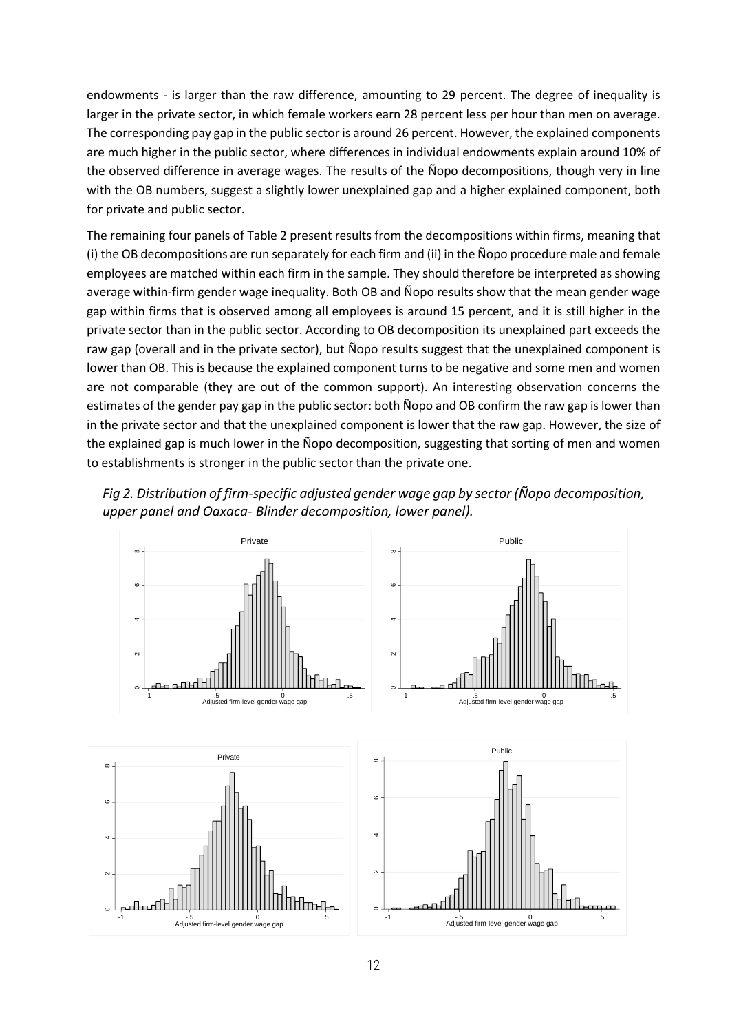endowments - is larger than the raw difference, amounting to 29 percent. The degree of inequality is larger in the private sector, in which female workers earn 28 percent less per hour than men on average. The corresponding pay gap in the public sector is around 26 percent. However, the explained components are much higher in the public sector, where differences in individual endowments explain around 10% of the observed difference in average wages. The results of the Ñopo decompositions, though very in line with the OB numbers, suggest a slightly lower unexplained gap and a higher explained component, both for private and public sector.

The remaining four panels of Table 2 present results from the decompositions within firms, meaning that (i) the OB decompositions are run separately for each firm and (ii) in the Ñopo procedure male and female employees are matched within each firm in the sample. They should therefore be interpreted as showing average within-firm gender wage inequality. Both OB and Ñopo results show that the mean gender wage gap within firms that is observed among all employees is around 15 percent, and it is still higher in the private sector than in the public sector. According to OB decomposition its unexplained part exceeds the raw gap (overall and in the private sector), but Ñopo results suggest that the unexplained component is lower than OB. This is because the explained component turns to be negative and some men and women are not comparable (they are out of the common support). An interesting observation concerns the estimates of the gender pay gap in the public sector: both Ñopo and OB confirm the raw gap is lower than in the private sector and that the unexplained component is lower that the raw gap. However, the size of the explained gap is much lower in the Ñopo decomposition, suggesting that sorting of men and women to establishments is stronger in the public sector than the private one.

*Fig 2. Distribution of firm-specific adjusted gender wage gap by sector (Ñopo decomposition, upper panel and Oaxaca- Blinder decomposition, lower panel).*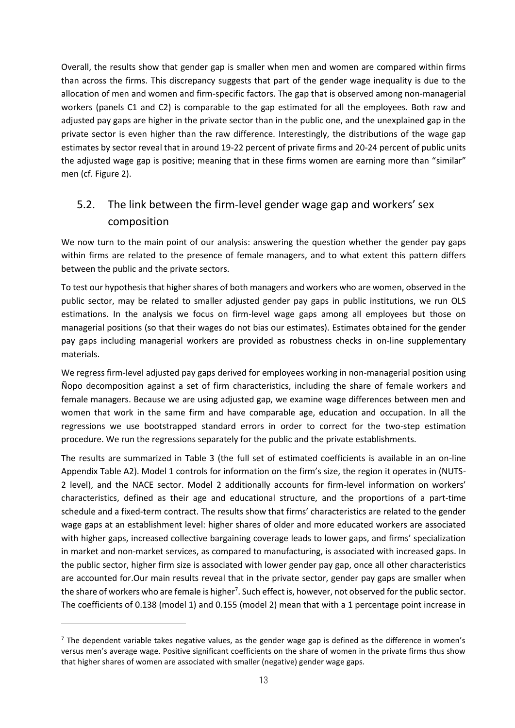Overall, the results show that gender gap is smaller when men and women are compared within firms than across the firms. This discrepancy suggests that part of the gender wage inequality is due to the allocation of men and women and firm-specific factors. The gap that is observed among non-managerial workers (panels C1 and C2) is comparable to the gap estimated for all the employees. Both raw and adjusted pay gaps are higher in the private sector than in the public one, and the unexplained gap in the private sector is even higher than the raw difference. Interestingly, the distributions of the wage gap estimates by sector reveal that in around 19-22 percent of private firms and 20-24 percent of public units the adjusted wage gap is positive; meaning that in these firms women are earning more than "similar" men (cf. Figure 2).

## 5.2. The link between the firm-level gender wage gap and workers' sex composition

We now turn to the main point of our analysis: answering the question whether the gender pay gaps within firms are related to the presence of female managers, and to what extent this pattern differs between the public and the private sectors.

To test our hypothesis that higher shares of both managers and workers who are women, observed in the public sector, may be related to smaller adjusted gender pay gaps in public institutions, we run OLS estimations. In the analysis we focus on firm-level wage gaps among all employees but those on managerial positions (so that their wages do not bias our estimates). Estimates obtained for the gender pay gaps including managerial workers are provided as robustness checks in on-line supplementary materials.

We regress firm-level adjusted pay gaps derived for employees working in non-managerial position using Ñopo decomposition against a set of firm characteristics, including the share of female workers and female managers. Because we are using adjusted gap, we examine wage differences between men and women that work in the same firm and have comparable age, education and occupation. In all the regressions we use bootstrapped standard errors in order to correct for the two-step estimation procedure. We run the regressions separately for the public and the private establishments.

The results are summarized in Table 3 (the full set of estimated coefficients is available in an on-line Appendix Table A2). Model 1 controls for information on the firm's size, the region it operates in (NUTS-2 level), and the NACE sector. Model 2 additionally accounts for firm-level information on workers' characteristics, defined as their age and educational structure, and the proportions of a part-time schedule and a fixed-term contract. The results show that firms' characteristics are related to the gender wage gaps at an establishment level: higher shares of older and more educated workers are associated with higher gaps, increased collective bargaining coverage leads to lower gaps, and firms' specialization in market and non-market services, as compared to manufacturing, is associated with increased gaps. In the public sector, higher firm size is associated with lower gender pay gap, once all other characteristics are accounted for.Our main results reveal that in the private sector, gender pay gaps are smaller when the share of workers who are female is higher[7]. Such effect is, however, not observed for the public sector. The coefficients of 0.138 (model 1) and 0.155 (model 2) mean that with a 1 percentage point increase in

[7] The dependent variable takes negative values, as the gender wage gap is defined as the difference in women's versus men's average wage. Positive significant coefficients on the share of women in the private firms thus show that higher shares of women are associated with smaller (negative) gender wage gaps.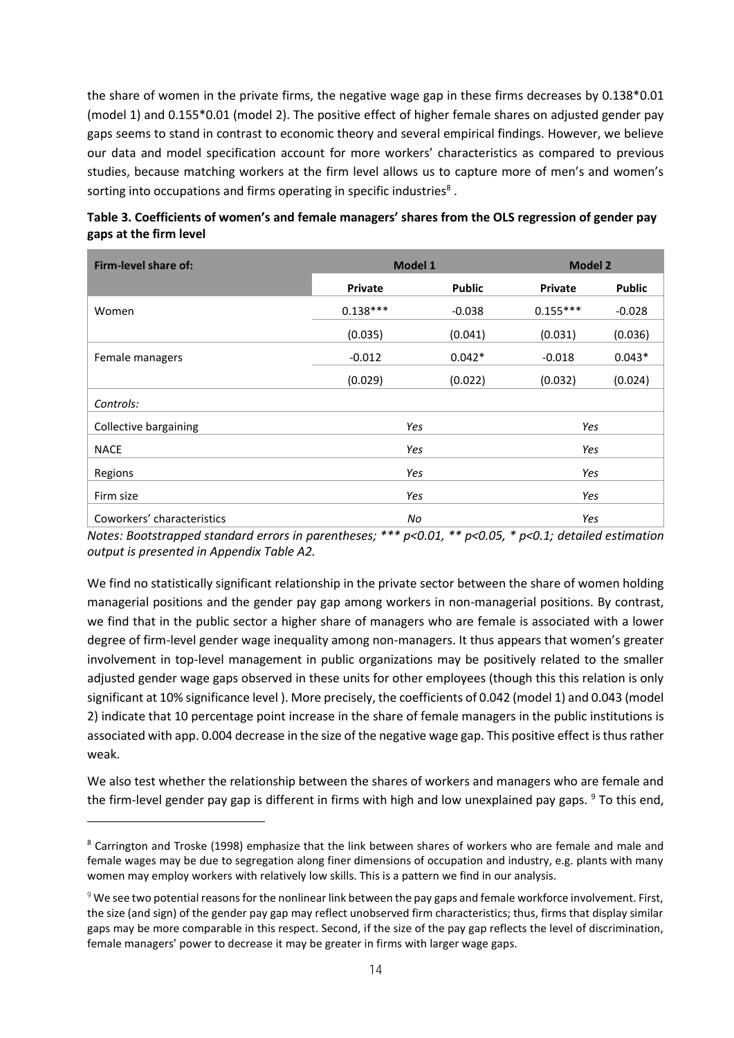the share of women in the private firms, the negative wage gap in these firms decreases by 0.138*0.01 (model 1) and 0.155*0.01 (model 2). The positive effect of higher female shares on adjusted gender pay gaps seems to stand in contrast to economic theory and several empirical findings. However, we believe our data and model specification account for more workers' characteristics as compared to previous studies, because matching workers at the firm level allows us to capture more of men's and women's sorting into occupations and firms operating in specific industries[8].

**Table 3. Coefficients of women's and female managers' shares from the OLS regression of gender pay gaps at the firm level**

| Firm-level share of: | Model 1 | | Model 2 | |
|---|---|---|---|---|
| | Private | Public | Private | Public |
| Women | 0.138*** | -0.038 | 0.155*** | -0.028 |
| | (0.035) | (0.041) | (0.031) | (0.036) |
| Female managers | -0.012 | 0.042* | -0.018 | 0.043* |
| | (0.029) | (0.022) | (0.032) | (0.024) |
| *Controls:* | | | | |
| Collective bargaining | *Yes* | | *Yes* | |
| NACE | *Yes* | | *Yes* | |
| Regions | *Yes* | | *Yes* | |
| Firm size | *Yes* | | *Yes* | |
| Coworkers' characteristics | *No* | | *Yes* | |

*Notes: Bootstrapped standard errors in parentheses; *** p<0.01, ** p<0.05, * p<0.1; detailed estimation output is presented in Appendix Table A2.*

We find no statistically significant relationship in the private sector between the share of women holding managerial positions and the gender pay gap among workers in non-managerial positions. By contrast, we find that in the public sector a higher share of managers who are female is associated with a lower degree of firm-level gender wage inequality among non-managers. It thus appears that women's greater involvement in top-level management in public organizations may be positively related to the smaller adjusted gender wage gaps observed in these units for other employees (though this this relation is only significant at 10% significance level ). More precisely, the coefficients of 0.042 (model 1) and 0.043 (model 2) indicate that 10 percentage point increase in the share of female managers in the public institutions is associated with app. 0.004 decrease in the size of the negative wage gap. This positive effect is thus rather weak.

We also test whether the relationship between the shares of workers and managers who are female and the firm-level gender pay gap is different in firms with high and low unexplained pay gaps. [9] To this end,

---

[8] Carrington and Troske (1998) emphasize that the link between shares of workers who are female and male and female wages may be due to segregation along finer dimensions of occupation and industry, e.g. plants with many women may employ workers with relatively low skills. This is a pattern we find in our analysis.

[9] We see two potential reasons for the nonlinear link between the pay gaps and female workforce involvement. First, the size (and sign) of the gender pay gap may reflect unobserved firm characteristics; thus, firms that display similar gaps may be more comparable in this respect. Second, if the size of the pay gap reflects the level of discrimination, female managers' power to decrease it may be greater in firms with larger wage gaps.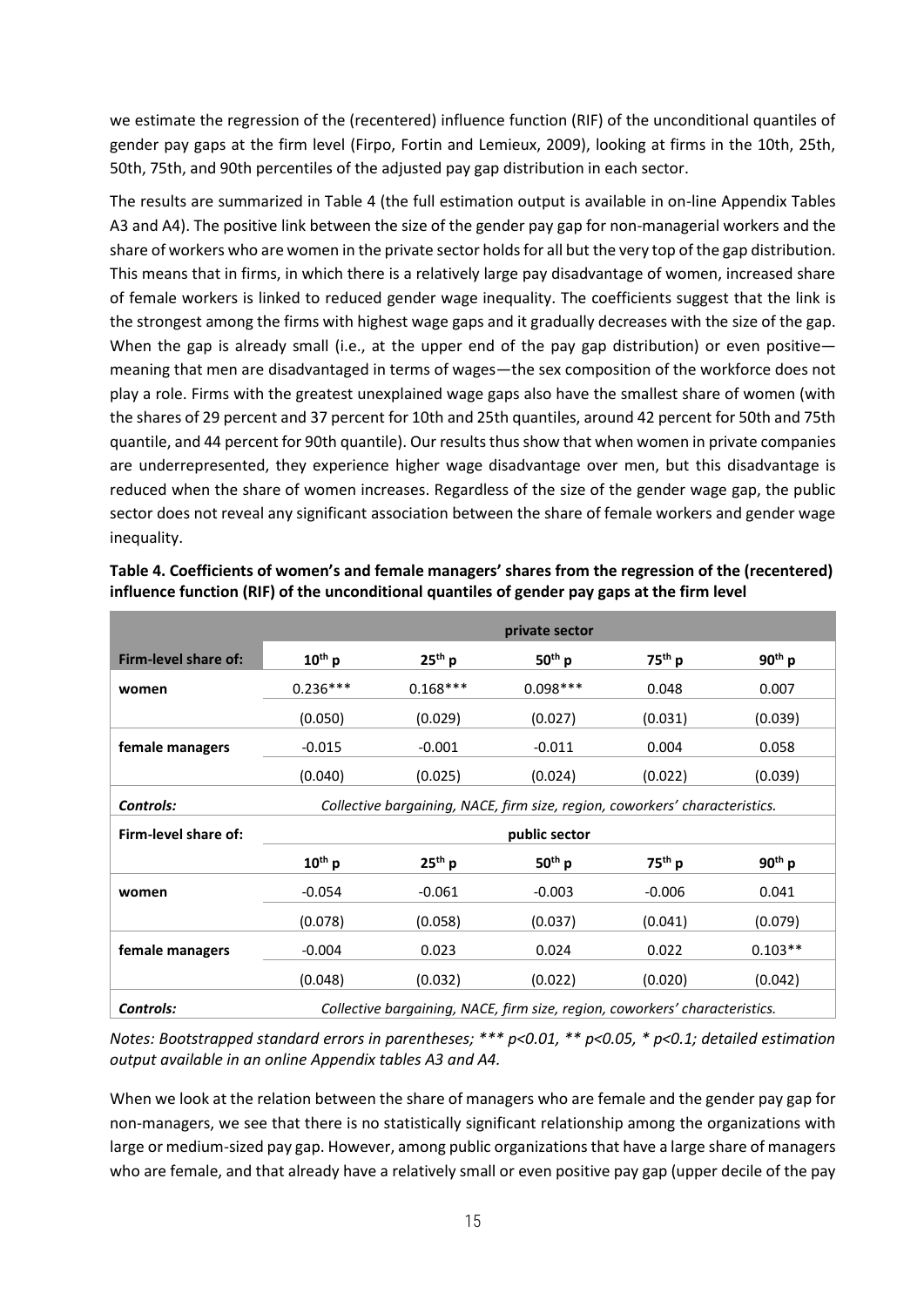we estimate the regression of the (recentered) influence function (RIF) of the unconditional quantiles of gender pay gaps at the firm level (Firpo, Fortin and Lemieux, 2009), looking at firms in the 10th, 25th, 50th, 75th, and 90th percentiles of the adjusted pay gap distribution in each sector.

The results are summarized in Table 4 (the full estimation output is available in on-line Appendix Tables A3 and A4). The positive link between the size of the gender pay gap for non-managerial workers and the share of workers who are women in the private sector holds for all but the very top of the gap distribution. This means that in firms, in which there is a relatively large pay disadvantage of women, increased share of female workers is linked to reduced gender wage inequality. The coefficients suggest that the link is the strongest among the firms with highest wage gaps and it gradually decreases with the size of the gap. When the gap is already small (i.e., at the upper end of the pay gap distribution) or even positive—meaning that men are disadvantaged in terms of wages—the sex composition of the workforce does not play a role. Firms with the greatest unexplained wage gaps also have the smallest share of women (with the shares of 29 percent and 37 percent for 10th and 25th quantiles, around 42 percent for 50th and 75th quantile, and 44 percent for 90th quantile). Our results thus show that when women in private companies are underrepresented, they experience higher wage disadvantage over men, but this disadvantage is reduced when the share of women increases. Regardless of the size of the gender wage gap, the public sector does not reveal any significant association between the share of female workers and gender wage inequality.

**Table 4. Coefficients of women's and female managers' shares from the regression of the (recentered) influence function (RIF) of the unconditional quantiles of gender pay gaps at the firm level**

| | private sector | | | | |
|---|---|---|---|---|---|
| **Firm-level share of:** | **$10^{th}$ p** | **$25^{th}$ p** | **$50^{th}$ p** | **$75^{th}$ p** | **$90^{th}$ p** |
| **women** | 0.236*** | 0.168*** | 0.098*** | 0.048 | 0.007 |
| | (0.050) | (0.029) | (0.027) | (0.031) | (0.039) |
| **female managers** | -0.015 | -0.001 | -0.011 | 0.004 | 0.058 |
| | (0.040) | (0.025) | (0.024) | (0.022) | (0.039) |
| ***Controls:*** | *Collective bargaining, NACE, firm size, region, coworkers' characteristics.* | | | | |
| **Firm-level share of:** | public sector | | | | |
| | **$10^{th}$ p** | **$25^{th}$ p** | **$50^{th}$ p** | **$75^{th}$ p** | **$90^{th}$ p** |
| **women** | -0.054 | -0.061 | -0.003 | -0.006 | 0.041 |
| | (0.078) | (0.058) | (0.037) | (0.041) | (0.079) |
| **female managers** | -0.004 | 0.023 | 0.024 | 0.022 | 0.103** |
| | (0.048) | (0.032) | (0.022) | (0.020) | (0.042) |
| ***Controls:*** | *Collective bargaining, NACE, firm size, region, coworkers' characteristics.* | | | | |

*Notes: Bootstrapped standard errors in parentheses; *** p<0.01, ** p<0.05, * p<0.1; detailed estimation output available in an online Appendix tables A3 and A4.*

When we look at the relation between the share of managers who are female and the gender pay gap for non-managers, we see that there is no statistically significant relationship among the organizations with large or medium-sized pay gap. However, among public organizations that have a large share of managers who are female, and that already have a relatively small or even positive pay gap (upper decile of the pay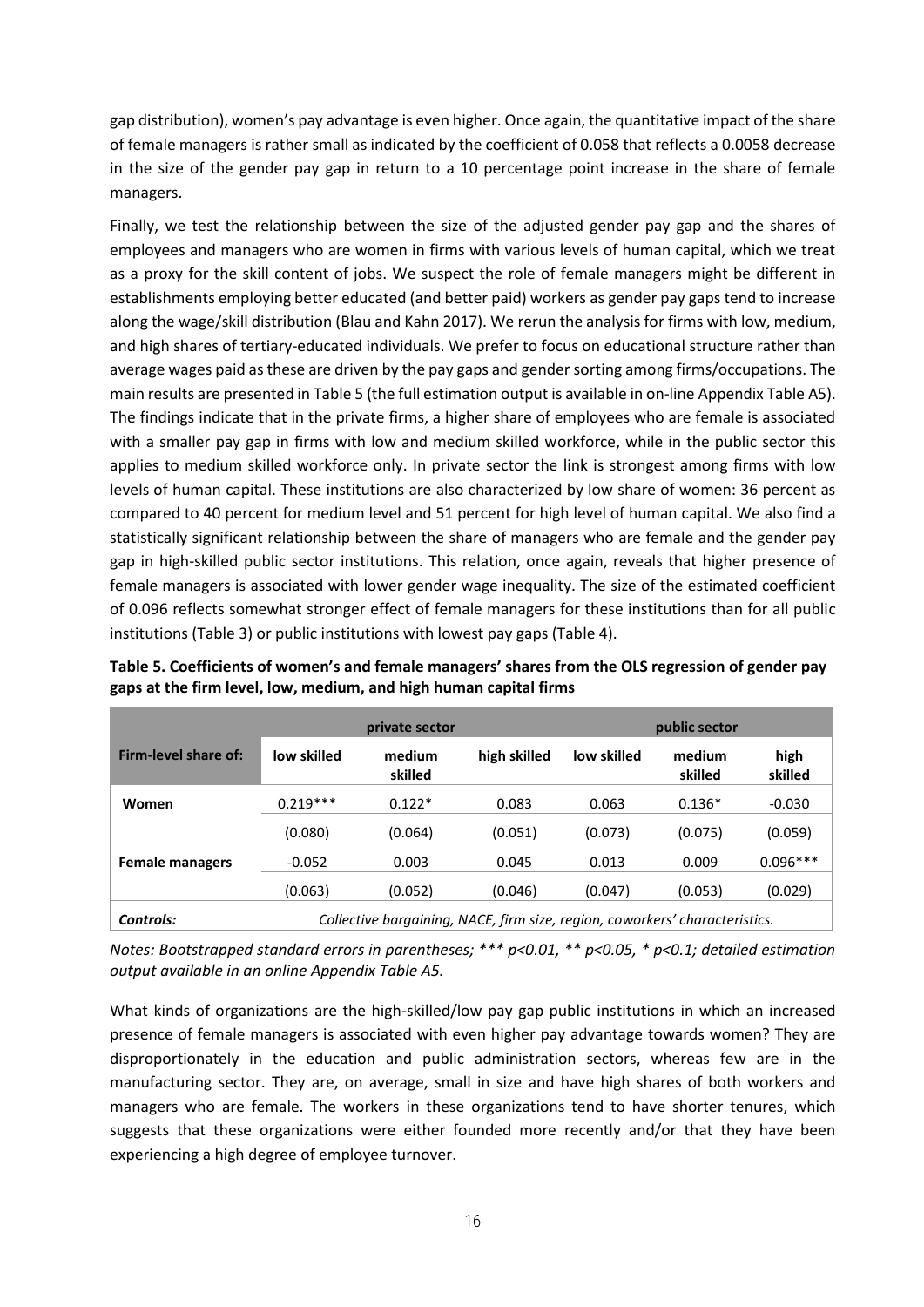gap distribution), women's pay advantage is even higher. Once again, the quantitative impact of the share of female managers is rather small as indicated by the coefficient of 0.058 that reflects a 0.0058 decrease in the size of the gender pay gap in return to a 10 percentage point increase in the share of female managers.

Finally, we test the relationship between the size of the adjusted gender pay gap and the shares of employees and managers who are women in firms with various levels of human capital, which we treat as a proxy for the skill content of jobs. We suspect the role of female managers might be different in establishments employing better educated (and better paid) workers as gender pay gaps tend to increase along the wage/skill distribution (Blau and Kahn 2017). We rerun the analysis for firms with low, medium, and high shares of tertiary-educated individuals. We prefer to focus on educational structure rather than average wages paid as these are driven by the pay gaps and gender sorting among firms/occupations. The main results are presented in Table 5 (the full estimation output is available in on-line Appendix Table A5). The findings indicate that in the private firms, a higher share of employees who are female is associated with a smaller pay gap in firms with low and medium skilled workforce, while in the public sector this applies to medium skilled workforce only. In private sector the link is strongest among firms with low levels of human capital. These institutions are also characterized by low share of women: 36 percent as compared to 40 percent for medium level and 51 percent for high level of human capital. We also find a statistically significant relationship between the share of managers who are female and the gender pay gap in high-skilled public sector institutions. This relation, once again, reveals that higher presence of female managers is associated with lower gender wage inequality. The size of the estimated coefficient of 0.096 reflects somewhat stronger effect of female managers for these institutions than for all public institutions (Table 3) or public institutions with lowest pay gaps (Table 4).

**Table 5. Coefficients of women's and female managers' shares from the OLS regression of gender pay gaps at the firm level, low, medium, and high human capital firms**

| | private sector | | | public sector | | |
|---|---|---|---|---|---|---|
| **Firm-level share of:** | **low skilled** | **medium skilled** | **high skilled** | **low skilled** | **medium skilled** | **high skilled** |
| **Women** | 0.219*** | 0.122* | 0.083 | 0.063 | 0.136* | -0.030 |
| | (0.080) | (0.064) | (0.051) | (0.073) | (0.075) | (0.059) |
| **Female managers** | -0.052 | 0.003 | 0.045 | 0.013 | 0.009 | 0.096*** |
| | (0.063) | (0.052) | (0.046) | (0.047) | (0.053) | (0.029) |
| ***Controls:*** | *Collective bargaining, NACE, firm size, region, coworkers' characteristics.* | | | | | |

*Notes: Bootstrapped standard errors in parentheses; *** p<0.01, ** p<0.05, * p<0.1; detailed estimation output available in an online Appendix Table A5.*

What kinds of organizations are the high-skilled/low pay gap public institutions in which an increased presence of female managers is associated with even higher pay advantage towards women? They are disproportionately in the education and public administration sectors, whereas few are in the manufacturing sector. They are, on average, small in size and have high shares of both workers and managers who are female. The workers in these organizations tend to have shorter tenures, which suggests that these organizations were either founded more recently and/or that they have been experiencing a high degree of employee turnover.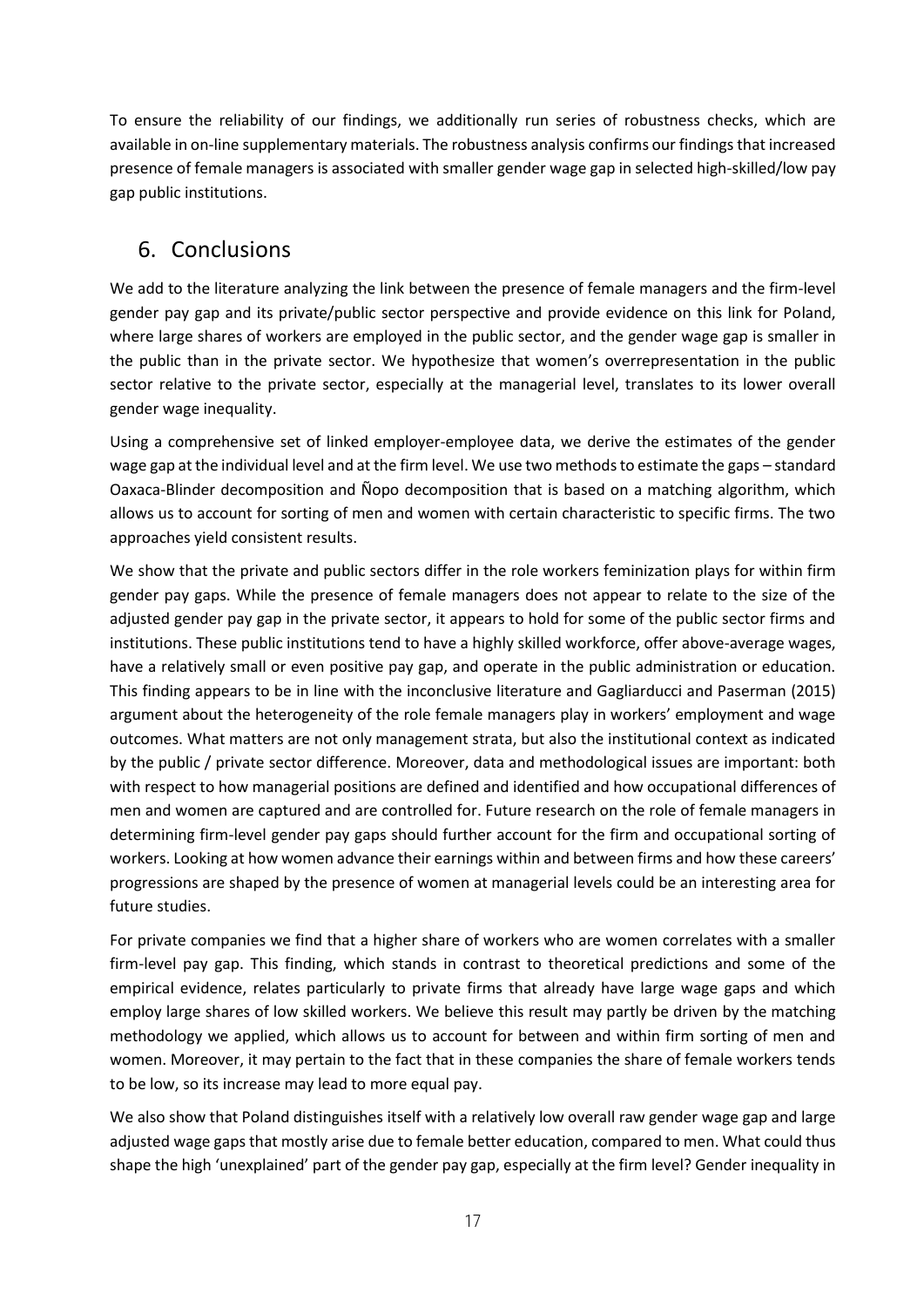To ensure the reliability of our findings, we additionally run series of robustness checks, which are available in on-line supplementary materials. The robustness analysis confirms our findings that increased presence of female managers is associated with smaller gender wage gap in selected high-skilled/low pay gap public institutions.

## 6. Conclusions

We add to the literature analyzing the link between the presence of female managers and the firm-level gender pay gap and its private/public sector perspective and provide evidence on this link for Poland, where large shares of workers are employed in the public sector, and the gender wage gap is smaller in the public than in the private sector. We hypothesize that women's overrepresentation in the public sector relative to the private sector, especially at the managerial level, translates to its lower overall gender wage inequality.

Using a comprehensive set of linked employer-employee data, we derive the estimates of the gender wage gap at the individual level and at the firm level. We use two methods to estimate the gaps – standard Oaxaca-Blinder decomposition and Ñopo decomposition that is based on a matching algorithm, which allows us to account for sorting of men and women with certain characteristic to specific firms. The two approaches yield consistent results.

We show that the private and public sectors differ in the role workers feminization plays for within firm gender pay gaps. While the presence of female managers does not appear to relate to the size of the adjusted gender pay gap in the private sector, it appears to hold for some of the public sector firms and institutions. These public institutions tend to have a highly skilled workforce, offer above-average wages, have a relatively small or even positive pay gap, and operate in the public administration or education. This finding appears to be in line with the inconclusive literature and Gagliarducci and Paserman (2015) argument about the heterogeneity of the role female managers play in workers' employment and wage outcomes. What matters are not only management strata, but also the institutional context as indicated by the public / private sector difference. Moreover, data and methodological issues are important: both with respect to how managerial positions are defined and identified and how occupational differences of men and women are captured and are controlled for. Future research on the role of female managers in determining firm-level gender pay gaps should further account for the firm and occupational sorting of workers. Looking at how women advance their earnings within and between firms and how these careers' progressions are shaped by the presence of women at managerial levels could be an interesting area for future studies.

For private companies we find that a higher share of workers who are women correlates with a smaller firm-level pay gap. This finding, which stands in contrast to theoretical predictions and some of the empirical evidence, relates particularly to private firms that already have large wage gaps and which employ large shares of low skilled workers. We believe this result may partly be driven by the matching methodology we applied, which allows us to account for between and within firm sorting of men and women. Moreover, it may pertain to the fact that in these companies the share of female workers tends to be low, so its increase may lead to more equal pay.

We also show that Poland distinguishes itself with a relatively low overall raw gender wage gap and large adjusted wage gaps that mostly arise due to female better education, compared to men. What could thus shape the high 'unexplained' part of the gender pay gap, especially at the firm level? Gender inequality in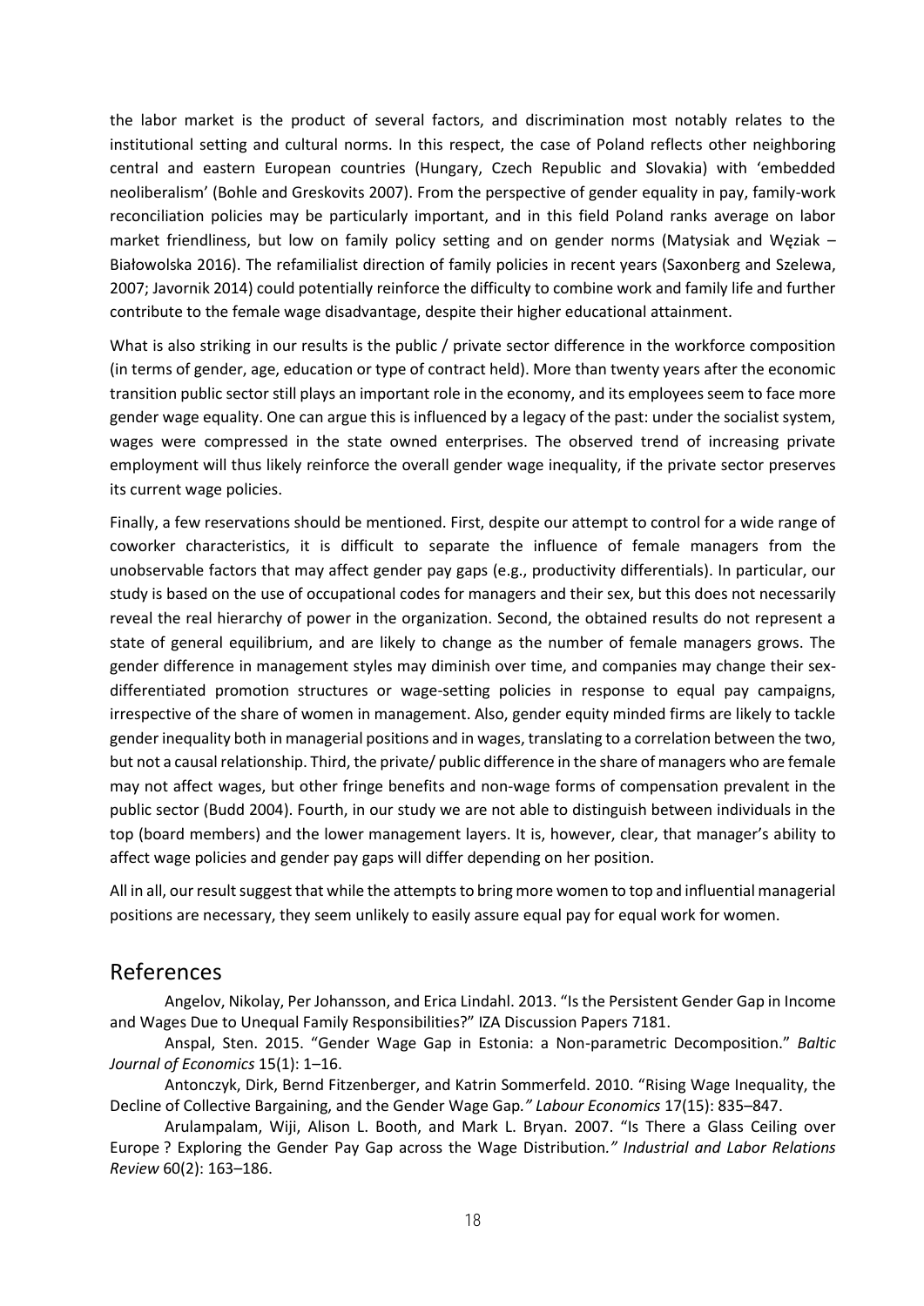the labor market is the product of several factors, and discrimination most notably relates to the institutional setting and cultural norms. In this respect, the case of Poland reflects other neighboring central and eastern European countries (Hungary, Czech Republic and Slovakia) with 'embedded neoliberalism' (Bohle and Greskovits 2007). From the perspective of gender equality in pay, family-work reconciliation policies may be particularly important, and in this field Poland ranks average on labor market friendliness, but low on family policy setting and on gender norms (Matysiak and Węziak – Białowolska 2016). The refamilialist direction of family policies in recent years (Saxonberg and Szelewa, 2007; Javornik 2014) could potentially reinforce the difficulty to combine work and family life and further contribute to the female wage disadvantage, despite their higher educational attainment.

What is also striking in our results is the public / private sector difference in the workforce composition (in terms of gender, age, education or type of contract held). More than twenty years after the economic transition public sector still plays an important role in the economy, and its employees seem to face more gender wage equality. One can argue this is influenced by a legacy of the past: under the socialist system, wages were compressed in the state owned enterprises. The observed trend of increasing private employment will thus likely reinforce the overall gender wage inequality, if the private sector preserves its current wage policies.

Finally, a few reservations should be mentioned. First, despite our attempt to control for a wide range of coworker characteristics, it is difficult to separate the influence of female managers from the unobservable factors that may affect gender pay gaps (e.g., productivity differentials). In particular, our study is based on the use of occupational codes for managers and their sex, but this does not necessarily reveal the real hierarchy of power in the organization. Second, the obtained results do not represent a state of general equilibrium, and are likely to change as the number of female managers grows. The gender difference in management styles may diminish over time, and companies may change their sex-differentiated promotion structures or wage-setting policies in response to equal pay campaigns, irrespective of the share of women in management. Also, gender equity minded firms are likely to tackle gender inequality both in managerial positions and in wages, translating to a correlation between the two, but not a causal relationship. Third, the private/ public difference in the share of managers who are female may not affect wages, but other fringe benefits and non-wage forms of compensation prevalent in the public sector (Budd 2004). Fourth, in our study we are not able to distinguish between individuals in the top (board members) and the lower management layers. It is, however, clear, that manager's ability to affect wage policies and gender pay gaps will differ depending on her position.

All in all, our result suggest that while the attempts to bring more women to top and influential managerial positions are necessary, they seem unlikely to easily assure equal pay for equal work for women.

# References

Angelov, Nikolay, Per Johansson, and Erica Lindahl. 2013. "Is the Persistent Gender Gap in Income and Wages Due to Unequal Family Responsibilities?" IZA Discussion Papers 7181.

Anspal, Sten. 2015. "Gender Wage Gap in Estonia: a Non-parametric Decomposition." *Baltic Journal of Economics* 15(1): 1–16.

Antonczyk, Dirk, Bernd Fitzenberger, and Katrin Sommerfeld. 2010. "Rising Wage Inequality, the Decline of Collective Bargaining, and the Gender Wage Gap*." Labour Economics* 17(15): 835–847.

Arulampalam, Wiji, Alison L. Booth, and Mark L. Bryan. 2007. "Is There a Glass Ceiling over Europe ? Exploring the Gender Pay Gap across the Wage Distribution*." Industrial and Labor Relations Review* 60(2): 163–186.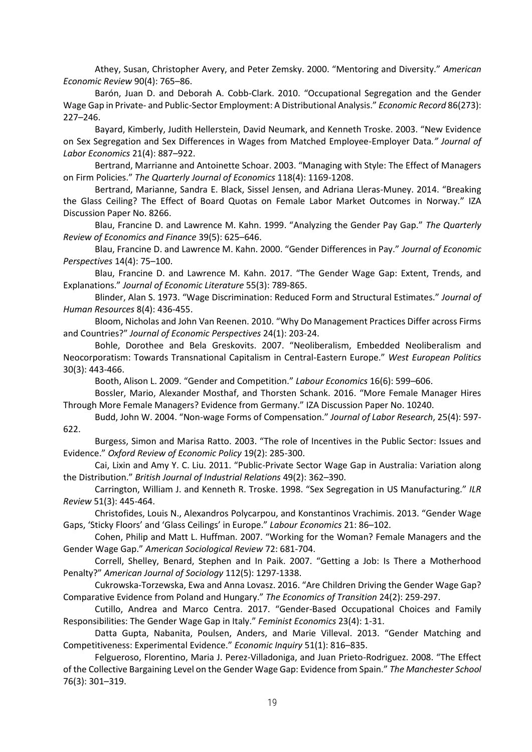Athey, Susan, Christopher Avery, and Peter Zemsky. 2000. "Mentoring and Diversity." *American Economic Review* 90(4): 765–86.

Barón, Juan D. and Deborah A. Cobb-Clark. 2010. "Occupational Segregation and the Gender Wage Gap in Private- and Public-Sector Employment: A Distributional Analysis." *Economic Record* 86(273): 227–246.

Bayard, Kimberly, Judith Hellerstein, David Neumark, and Kenneth Troske. 2003. "New Evidence on Sex Segregation and Sex Differences in Wages from Matched Employee-Employer Data*." Journal of Labor Economics* 21(4): 887–922.

Bertrand, Marrianne and Antoinette Schoar. 2003. "Managing with Style: The Effect of Managers on Firm Policies." *The Quarterly Journal of Economics* 118(4): 1169-1208.

Bertrand, Marianne, Sandra E. Black, Sissel Jensen, and Adriana Lleras-Muney. 2014. "Breaking the Glass Ceiling? The Effect of Board Quotas on Female Labor Market Outcomes in Norway." IZA Discussion Paper No. 8266.

Blau, Francine D. and Lawrence M. Kahn. 1999. "Analyzing the Gender Pay Gap." *The Quarterly Review of Economics and Finance* 39(5): 625–646.

Blau, Francine D. and Lawrence M. Kahn. 2000. "Gender Differences in Pay." *Journal of Economic Perspectives* 14(4): 75–100.

Blau, Francine D. and Lawrence M. Kahn. 2017. "The Gender Wage Gap: Extent, Trends, and Explanations." *Journal of Economic Literature* 55(3): 789-865.

Blinder, Alan S. 1973. "Wage Discrimination: Reduced Form and Structural Estimates." *Journal of Human Resources* 8(4): 436-455.

Bloom, Nicholas and John Van Reenen. 2010. "Why Do Management Practices Differ across Firms and Countries?" *Journal of Economic Perspectives* 24(1): 203-24.

Bohle, Dorothee and Bela Greskovits. 2007. "Neoliberalism, Embedded Neoliberalism and Neocorporatism: Towards Transnational Capitalism in Central-Eastern Europe." *West European Politics* 30(3): 443-466.

Booth, Alison L. 2009. "Gender and Competition." *Labour Economics* 16(6): 599–606.

Bossler, Mario, Alexander Mosthaf, and Thorsten Schank. 2016. "More Female Manager Hires Through More Female Managers? Evidence from Germany." IZA Discussion Paper No. 10240.

Budd, John W. 2004. "Non-wage Forms of Compensation." *Journal of Labor Research*, 25(4): 597-622.

Burgess, Simon and Marisa Ratto. 2003. "The role of Incentives in the Public Sector: Issues and Evidence." *Oxford Review of Economic Policy* 19(2): 285-300.

Cai, Lixin and Amy Y. C. Liu. 2011. "Public-Private Sector Wage Gap in Australia: Variation along the Distribution." *British Journal of Industrial Relations* 49(2): 362–390.

Carrington, William J. and Kenneth R. Troske. 1998. "Sex Segregation in US Manufacturing." *ILR Review* 51(3): 445-464.

Christofides, Louis N., Alexandros Polycarpou, and Konstantinos Vrachimis. 2013. "Gender Wage Gaps, 'Sticky Floors' and 'Glass Ceilings' in Europe." *Labour Economics* 21: 86–102.

Cohen, Philip and Matt L. Huffman. 2007. "Working for the Woman? Female Managers and the Gender Wage Gap." *American Sociological Review* 72: 681-704.

Correll, Shelley, Benard, Stephen and In Paik. 2007. "Getting a Job: Is There a Motherhood Penalty?" *American Journal of Sociology* 112(5): 1297-1338.

Cukrowska-Torzewska, Ewa and Anna Lovasz. 2016. "Are Children Driving the Gender Wage Gap? Comparative Evidence from Poland and Hungary." *The Economics of Transition* 24(2): 259-297.

Cutillo, Andrea and Marco Centra. 2017. "Gender-Based Occupational Choices and Family Responsibilities: The Gender Wage Gap in Italy." *Feminist Economics* 23(4): 1-31.

Datta Gupta, Nabanita, Poulsen, Anders, and Marie Villeval. 2013. "Gender Matching and Competitiveness: Experimental Evidence." *Economic Inquiry* 51(1): 816–835.

Felgueroso, Florentino, Maria J. Perez-Villadoniga, and Juan Prieto-Rodriguez. 2008. "The Effect of the Collective Bargaining Level on the Gender Wage Gap: Evidence from Spain." *The Manchester School* 76(3): 301–319.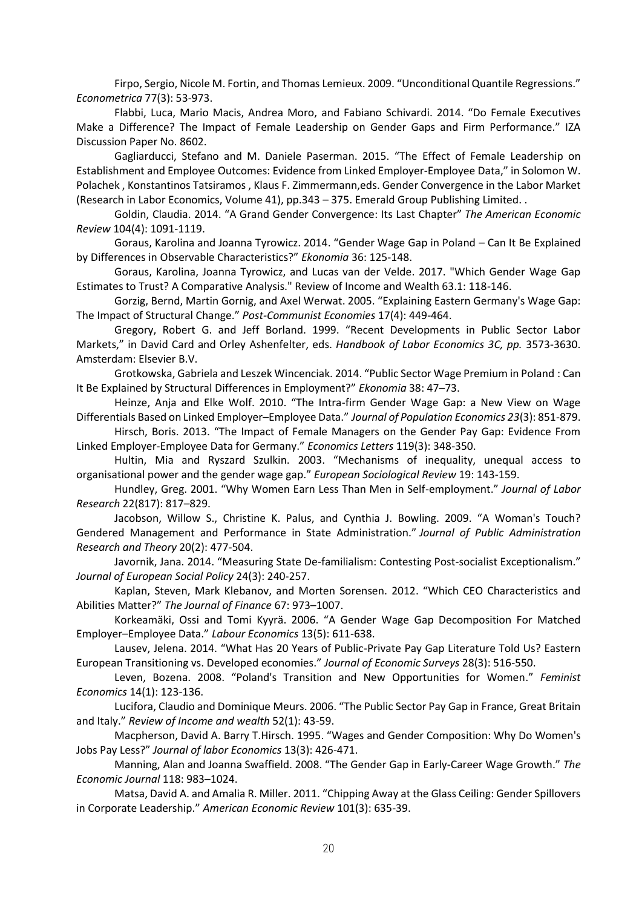Firpo, Sergio, Nicole M. Fortin, and Thomas Lemieux. 2009. “Unconditional Quantile Regressions.” *Econometrica* 77(3): 53-973.

Flabbi, Luca, Mario Macis, Andrea Moro, and Fabiano Schivardi. 2014. “Do Female Executives Make a Difference? The Impact of Female Leadership on Gender Gaps and Firm Performance.” IZA Discussion Paper No. 8602.

Gagliarducci, Stefano and M. Daniele Paserman. 2015. “The Effect of Female Leadership on Establishment and Employee Outcomes: Evidence from Linked Employer-Employee Data,” in Solomon W. Polachek , Konstantinos Tatsiramos , Klaus F. Zimmermann,eds. Gender Convergence in the Labor Market (Research in Labor Economics, Volume 41), pp.343 – 375. Emerald Group Publishing Limited. .

Goldin, Claudia. 2014. “A Grand Gender Convergence: Its Last Chapter” *The American Economic Review* 104(4): 1091-1119.

Goraus, Karolina and Joanna Tyrowicz. 2014. “Gender Wage Gap in Poland – Can It Be Explained by Differences in Observable Characteristics?” *Ekonomia* 36: 125-148.

Goraus, Karolina, Joanna Tyrowicz, and Lucas van der Velde. 2017. "Which Gender Wage Gap Estimates to Trust? A Comparative Analysis." Review of Income and Wealth 63.1: 118-146.

Gorzig, Bernd, Martin Gornig, and Axel Werwat. 2005. “Explaining Eastern Germany's Wage Gap: The Impact of Structural Change.” *Post-Communist Economies* 17(4): 449-464.

Gregory, Robert G. and Jeff Borland. 1999. “Recent Developments in Public Sector Labor Markets,” in David Card and Orley Ashenfelter, eds. *Handbook of Labor Economics 3C, pp.* 3573-3630. Amsterdam: Elsevier B.V.

Grotkowska, Gabriela and Leszek Wincenciak. 2014. “Public Sector Wage Premium in Poland : Can It Be Explained by Structural Differences in Employment?” *Ekonomia* 38: 47–73.

Heinze, Anja and Elke Wolf. 2010. “The Intra-firm Gender Wage Gap: a New View on Wage Differentials Based on Linked Employer–Employee Data.” *Journal of Population Economics 23*(3): 851-879.

Hirsch, Boris. 2013. “The Impact of Female Managers on the Gender Pay Gap: Evidence From Linked Employer-Employee Data for Germany.” *Economics Letters* 119(3): 348-350.

Hultin, Mia and Ryszard Szulkin. 2003. “Mechanisms of inequality, unequal access to organisational power and the gender wage gap.” *European Sociological Review* 19: 143-159.

Hundley, Greg. 2001. “Why Women Earn Less Than Men in Self-employment.” *Journal of Labor Research* 22(817): 817–829.

Jacobson, Willow S., Christine K. Palus, and Cynthia J. Bowling. 2009. “A Woman's Touch? Gendered Management and Performance in State Administration.” *Journal of Public Administration Research and Theory* 20(2): 477-504.

Javornik, Jana. 2014. “Measuring State De-familialism: Contesting Post-socialist Exceptionalism.” *Journal of European Social Policy* 24(3): 240-257.

Kaplan, Steven, Mark Klebanov, and Morten Sorensen. 2012. “Which CEO Characteristics and Abilities Matter?” *The Journal of Finance* 67: 973–1007.

Korkeamäki, Ossi and Tomi Kyyrä. 2006. “A Gender Wage Gap Decomposition For Matched Employer–Employee Data.” *Labour Economics* 13(5): 611-638.

Lausev, Jelena. 2014. “What Has 20 Years of Public-Private Pay Gap Literature Told Us? Eastern European Transitioning vs. Developed economies.” *Journal of Economic Surveys* 28(3): 516-550.

Leven, Bozena. 2008. “Poland's Transition and New Opportunities for Women.” *Feminist Economics* 14(1): 123-136.

Lucifora, Claudio and Dominique Meurs. 2006. “The Public Sector Pay Gap in France, Great Britain and Italy.” *Review of Income and wealth* 52(1): 43-59.

Macpherson, David A. Barry T.Hirsch. 1995. “Wages and Gender Composition: Why Do Women's Jobs Pay Less?” *Journal of labor Economics* 13(3): 426-471.

Manning, Alan and Joanna Swaffield. 2008. “The Gender Gap in Early-Career Wage Growth.” *The Economic Journal* 118: 983–1024.

Matsa, David A. and Amalia R. Miller. 2011. “Chipping Away at the Glass Ceiling: Gender Spillovers in Corporate Leadership.” *American Economic Review* 101(3): 635-39.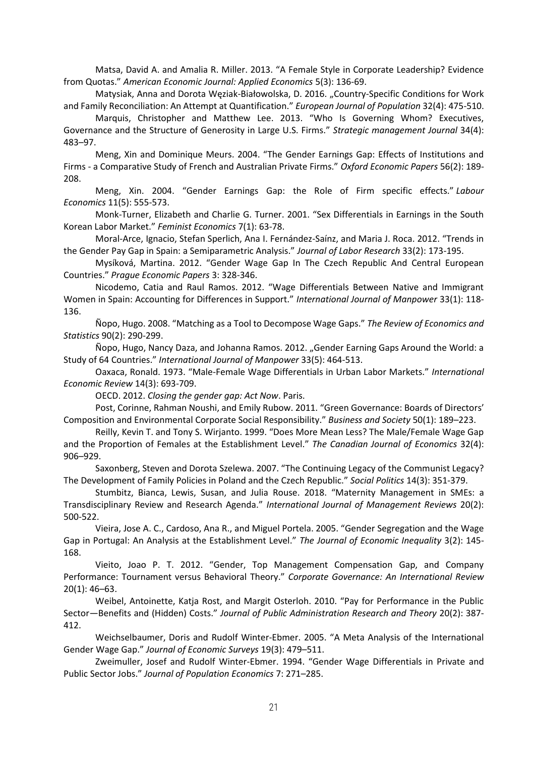Matsa, David A. and Amalia R. Miller. 2013. "A Female Style in Corporate Leadership? Evidence from Quotas." *American Economic Journal: Applied Economics* 5(3): 136-69.

Matysiak, Anna and Dorota Węziak-Białowolska, D. 2016. „Country-Specific Conditions for Work and Family Reconciliation: An Attempt at Quantification." *European Journal of Population* 32(4): 475-510.

Marquis, Christopher and Matthew Lee. 2013. "Who Is Governing Whom? Executives, Governance and the Structure of Generosity in Large U.S. Firms." *Strategic management Journal* 34(4): 483–97.

Meng, Xin and Dominique Meurs. 2004. "The Gender Earnings Gap: Effects of Institutions and Firms - a Comparative Study of French and Australian Private Firms." *Oxford Economic Papers* 56(2): 189-208.

Meng, Xin. 2004. "Gender Earnings Gap: the Role of Firm specific effects." *Labour Economics* 11(5): 555-573.

Monk-Turner, Elizabeth and Charlie G. Turner. 2001. "Sex Differentials in Earnings in the South Korean Labor Market." *Feminist Economics* 7(1): 63-78.

Moral-Arce, Ignacio, Stefan Sperlich, Ana I. Fernández-Saínz, and Maria J. Roca. 2012. "Trends in the Gender Pay Gap in Spain: a Semiparametric Analysis." *Journal of Labor Research* 33(2): 173-195.

Mysíková, Martina. 2012. "Gender Wage Gap In The Czech Republic And Central European Countries." *Prague Economic Papers* 3: 328-346.

Nicodemo, Catia and Raul Ramos. 2012. "Wage Differentials Between Native and Immigrant Women in Spain: Accounting for Differences in Support." *International Journal of Manpower* 33(1): 118-136.

Ñopo, Hugo. 2008. "Matching as a Tool to Decompose Wage Gaps." *The Review of Economics and Statistics* 90(2): 290-299.

Ñopo, Hugo, Nancy Daza, and Johanna Ramos. 2012. „Gender Earning Gaps Around the World: a Study of 64 Countries." *International Journal of Manpower* 33(5): 464-513.

Oaxaca, Ronald. 1973. "Male-Female Wage Differentials in Urban Labor Markets." *International Economic Review* 14(3): 693-709.

OECD. 2012. *Closing the gender gap: Act Now*. Paris.

Post, Corinne, Rahman Noushi, and Emily Rubow. 2011. "Green Governance: Boards of Directors' Composition and Environmental Corporate Social Responsibility." *Business and Society* 50(1): 189–223.

Reilly, Kevin T. and Tony S. Wirjanto. 1999. "Does More Mean Less? The Male/Female Wage Gap and the Proportion of Females at the Establishment Level." *The Canadian Journal of Economics* 32(4): 906–929.

Saxonberg, Steven and Dorota Szelewa. 2007. "The Continuing Legacy of the Communist Legacy? The Development of Family Policies in Poland and the Czech Republic." *Social Politics* 14(3): 351-379.

Stumbitz, Bianca, Lewis, Susan, and Julia Rouse. 2018. "Maternity Management in SMEs: a Transdisciplinary Review and Research Agenda." *International Journal of Management Reviews* 20(2): 500-522.

Vieira, Jose A. C., Cardoso, Ana R., and Miguel Portela. 2005. "Gender Segregation and the Wage Gap in Portugal: An Analysis at the Establishment Level." *The Journal of Economic Inequality* 3(2): 145-168.

Vieito, Joao P. T. 2012. "Gender, Top Management Compensation Gap, and Company Performance: Tournament versus Behavioral Theory." *Corporate Governance: An International Review* 20(1): 46–63.

Weibel, Antoinette, Katja Rost, and Margit Osterloh. 2010. "Pay for Performance in the Public Sector—Benefits and (Hidden) Costs." *Journal of Public Administration Research and Theory* 20(2): 387-412.

Weichselbaumer, Doris and Rudolf Winter-Ebmer. 2005. "A Meta Analysis of the International Gender Wage Gap." *Journal of Economic Surveys* 19(3): 479–511.

Zweimuller, Josef and Rudolf Winter-Ebmer. 1994. "Gender Wage Differentials in Private and Public Sector Jobs." *Journal of Population Economics* 7: 271–285.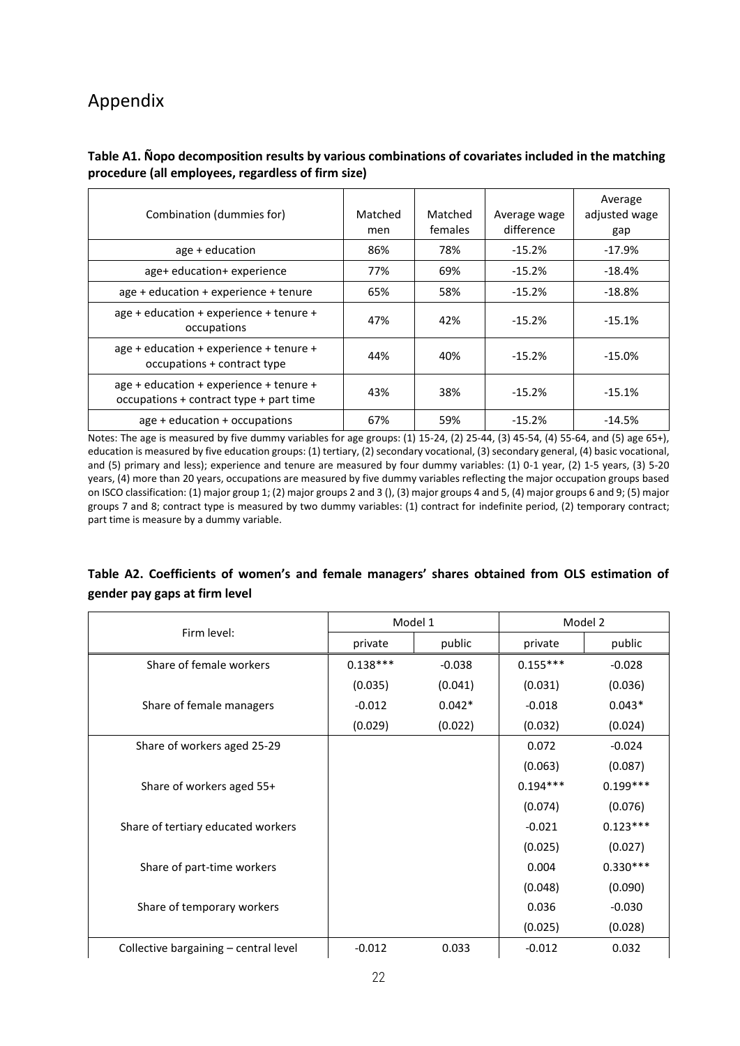# Appendix

**Table A1. Ñopo decomposition results by various combinations of covariates included in the matching procedure (all employees, regardless of firm size)**

| Combination (dummies for) | Matched men | Matched females | Average wage difference | Average adjusted wage gap |
|---|---|---|---|---|
| age + education | 86% | 78% | -15.2% | -17.9% |
| age+ education+ experience | 77% | 69% | -15.2% | -18.4% |
| age + education + experience + tenure | 65% | 58% | -15.2% | -18.8% |
| age + education + experience + tenure + occupations | 47% | 42% | -15.2% | -15.1% |
| age + education + experience + tenure + occupations + contract type | 44% | 40% | -15.2% | -15.0% |
| age + education + experience + tenure + occupations + contract type + part time | 43% | 38% | -15.2% | -15.1% |
| age + education + occupations | 67% | 59% | -15.2% | -14.5% |

Notes: The age is measured by five dummy variables for age groups: (1) 15-24, (2) 25-44, (3) 45-54, (4) 55-64, and (5) age 65+), education is measured by five education groups: (1) tertiary, (2) secondary vocational, (3) secondary general, (4) basic vocational, and (5) primary and less); experience and tenure are measured by four dummy variables: (1) 0-1 year, (2) 1-5 years, (3) 5-20 years, (4) more than 20 years, occupations are measured by five dummy variables reflecting the major occupation groups based on ISCO classification: (1) major group 1; (2) major groups 2 and 3 (), (3) major groups 4 and 5, (4) major groups 6 and 9; (5) major groups 7 and 8; contract type is measured by two dummy variables: (1) contract for indefinite period, (2) temporary contract; part time is measure by a dummy variable.

**Table A2. Coefficients of women's and female managers' shares obtained from OLS estimation of gender pay gaps at firm level**

| Firm level: | Model 1 | | Model 2 | |
|---|---|---|---|---|
| | private | public | private | public |
| Share of female workers | 0.138*** | -0.038 | 0.155*** | -0.028 |
| | (0.035) | (0.041) | (0.031) | (0.036) |
| Share of female managers | -0.012 | 0.042* | -0.018 | 0.043* |
| | (0.029) | (0.022) | (0.032) | (0.024) |
| Share of workers aged 25-29 | | | 0.072 | -0.024 |
| | | | (0.063) | (0.087) |
| Share of workers aged 55+ | | | 0.194*** | 0.199*** |
| | | | (0.074) | (0.076) |
| Share of tertiary educated workers | | | -0.021 | 0.123*** |
| | | | (0.025) | (0.027) |
| Share of part-time workers | | | 0.004 | 0.330*** |
| | | | (0.048) | (0.090) |
| Share of temporary workers | | | 0.036 | -0.030 |
| | | | (0.025) | (0.028) |
| Collective bargaining – central level | -0.012 | 0.033 | -0.012 | 0.032 |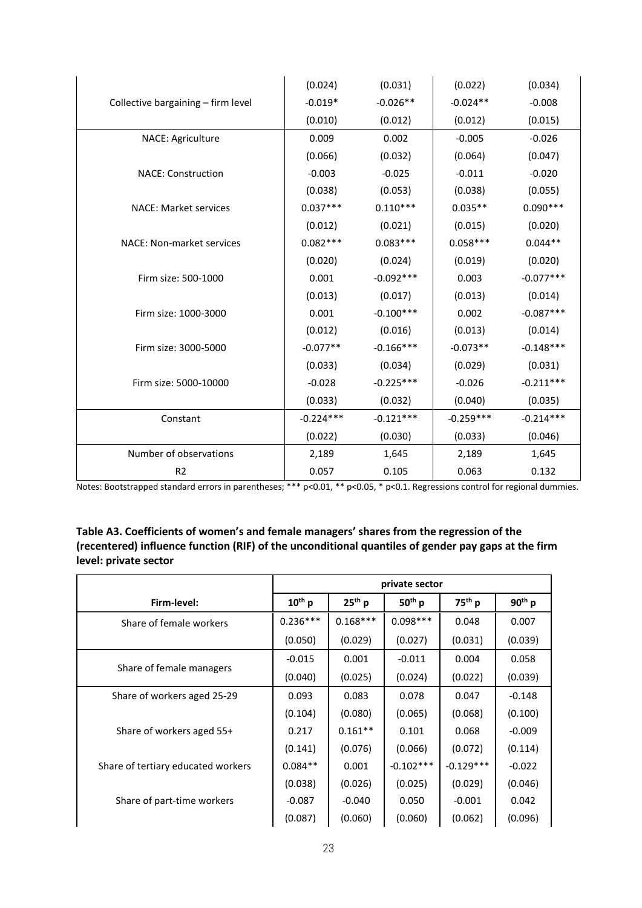| | | | | |
|---|---|---|---|---|
| | (0.024) | (0.031) | (0.022) | (0.034) |
| Collective bargaining – firm level | -0.019* | -0.026** | -0.024** | -0.008 |
| | (0.010) | (0.012) | (0.012) | (0.015) |
| NACE: Agriculture | 0.009 | 0.002 | -0.005 | -0.026 |
| | (0.066) | (0.032) | (0.064) | (0.047) |
| NACE: Construction | -0.003 | -0.025 | -0.011 | -0.020 |
| | (0.038) | (0.053) | (0.038) | (0.055) |
| NACE: Market services | 0.037*** | 0.110*** | 0.035** | 0.090*** |
| | (0.012) | (0.021) | (0.015) | (0.020) |
| NACE: Non-market services | 0.082*** | 0.083*** | 0.058*** | 0.044** |
| | (0.020) | (0.024) | (0.019) | (0.020) |
| Firm size: 500-1000 | 0.001 | -0.092*** | 0.003 | -0.077*** |
| | (0.013) | (0.017) | (0.013) | (0.014) |
| Firm size: 1000-3000 | 0.001 | -0.100*** | 0.002 | -0.087*** |
| | (0.012) | (0.016) | (0.013) | (0.014) |
| Firm size: 3000-5000 | -0.077** | -0.166*** | -0.073** | -0.148*** |
| | (0.033) | (0.034) | (0.029) | (0.031) |
| Firm size: 5000-10000 | -0.028 | -0.225*** | -0.026 | -0.211*** |
| | (0.033) | (0.032) | (0.040) | (0.035) |
| Constant | -0.224*** | -0.121*** | -0.259*** | -0.214*** |
| | (0.022) | (0.030) | (0.033) | (0.046) |
| Number of observations | 2,189 | 1,645 | 2,189 | 1,645 |
| R2 | 0.057 | 0.105 | 0.063 | 0.132 |

Notes: Bootstrapped standard errors in parentheses; *** p<0.01, ** p<0.05, * p<0.1. Regressions control for regional dummies.

**Table A3. Coefficients of women's and female managers' shares from the regression of the (recentered) influence function (RIF) of the unconditional quantiles of gender pay gaps at the firm level: private sector**

| | private sector | | | | |
|---|---|---|---|---|---|
| **Firm-level:** | **$10^{th}$ p** | **$25^{th}$ p** | **$50^{th}$ p** | **$75^{th}$ p** | **$90^{th}$ p** |
| Share of female workers | 0.236*** | 0.168*** | 0.098*** | 0.048 | 0.007 |
| | (0.050) | (0.029) | (0.027) | (0.031) | (0.039) |
| Share of female managers | -0.015 | 0.001 | -0.011 | 0.004 | 0.058 |
| | (0.040) | (0.025) | (0.024) | (0.022) | (0.039) |
| Share of workers aged 25-29 | 0.093 | 0.083 | 0.078 | 0.047 | -0.148 |
| | (0.104) | (0.080) | (0.065) | (0.068) | (0.100) |
| Share of workers aged 55+ | 0.217 | 0.161** | 0.101 | 0.068 | -0.009 |
| | (0.141) | (0.076) | (0.066) | (0.072) | (0.114) |
| Share of tertiary educated workers | 0.084** | 0.001 | -0.102*** | -0.129*** | -0.022 |
| | (0.038) | (0.026) | (0.025) | (0.029) | (0.046) |
| Share of part-time workers | -0.087 | -0.040 | 0.050 | -0.001 | 0.042 |
| | (0.087) | (0.060) | (0.060) | (0.062) | (0.096) |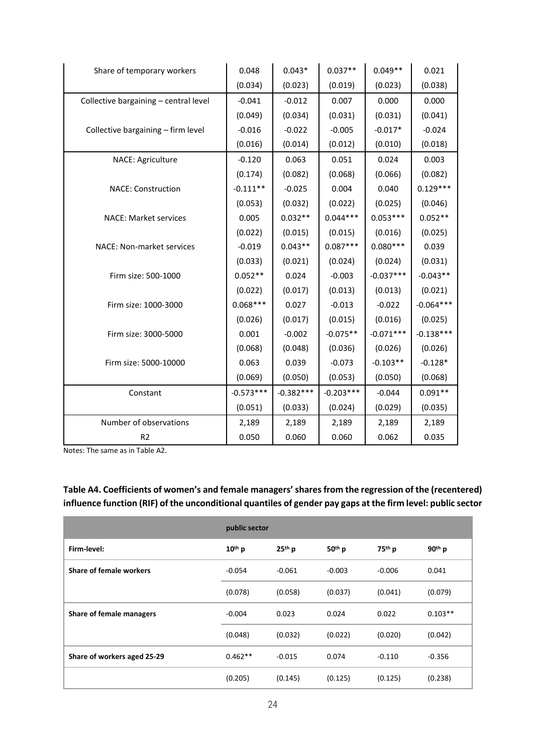| | | | | | |
|---|---|---|---|---|---|
| Share of temporary workers | 0.048 | 0.043* | 0.037** | 0.049** | 0.021 |
| | (0.034) | (0.023) | (0.019) | (0.023) | (0.038) |
| Collective bargaining – central level | -0.041 | -0.012 | 0.007 | 0.000 | 0.000 |
| | (0.049) | (0.034) | (0.031) | (0.031) | (0.041) |
| Collective bargaining – firm level | -0.016 | -0.022 | -0.005 | -0.017* | -0.024 |
| | (0.016) | (0.014) | (0.012) | (0.010) | (0.018) |
| NACE: Agriculture | -0.120 | 0.063 | 0.051 | 0.024 | 0.003 |
| | (0.174) | (0.082) | (0.068) | (0.066) | (0.082) |
| NACE: Construction | -0.111** | -0.025 | 0.004 | 0.040 | 0.129*** |
| | (0.053) | (0.032) | (0.022) | (0.025) | (0.046) |
| NACE: Market services | 0.005 | 0.032** | 0.044*** | 0.053*** | 0.052** |
| | (0.022) | (0.015) | (0.015) | (0.016) | (0.025) |
| NACE: Non-market services | -0.019 | 0.043** | 0.087*** | 0.080*** | 0.039 |
| | (0.033) | (0.021) | (0.024) | (0.024) | (0.031) |
| Firm size: 500-1000 | 0.052** | 0.024 | -0.003 | -0.037*** | -0.043** |
| | (0.022) | (0.017) | (0.013) | (0.013) | (0.021) |
| Firm size: 1000-3000 | 0.068*** | 0.027 | -0.013 | -0.022 | -0.064*** |
| | (0.026) | (0.017) | (0.015) | (0.016) | (0.025) |
| Firm size: 3000-5000 | 0.001 | -0.002 | -0.075** | -0.071*** | -0.138*** |
| | (0.068) | (0.048) | (0.036) | (0.026) | (0.026) |
| Firm size: 5000-10000 | 0.063 | 0.039 | -0.073 | -0.103** | -0.128* |
| | (0.069) | (0.050) | (0.053) | (0.050) | (0.068) |
| Constant | -0.573*** | -0.382*** | -0.203*** | -0.044 | 0.091** |
| | (0.051) | (0.033) | (0.024) | (0.029) | (0.035) |
| Number of observations | 2,189 | 2,189 | 2,189 | 2,189 | 2,189 |
| R2 | 0.050 | 0.060 | 0.060 | 0.062 | 0.035 |

Notes: The same as in Table A2.

**Table A4. Coefficients of women's and female managers' shares from the regression of the (recentered) influence function (RIF) of the unconditional quantiles of gender pay gaps at the firm level: public sector**

| | public sector | | | | |
|---|---|---|---|---|---|
| **Firm-level:** | **$10^{th}$ p** | **$25^{th}$ p** | **$50^{th}$ p** | **$75^{th}$ p** | **$90^{th}$ p** |
| **Share of female workers** | -0.054 | -0.061 | -0.003 | -0.006 | 0.041 |
| | (0.078) | (0.058) | (0.037) | (0.041) | (0.079) |
| **Share of female managers** | -0.004 | 0.023 | 0.024 | 0.022 | 0.103** |
| | (0.048) | (0.032) | (0.022) | (0.020) | (0.042) |
| **Share of workers aged 25-29** | 0.462** | -0.015 | 0.074 | -0.110 | -0.356 |
| | (0.205) | (0.145) | (0.125) | (0.125) | (0.238) |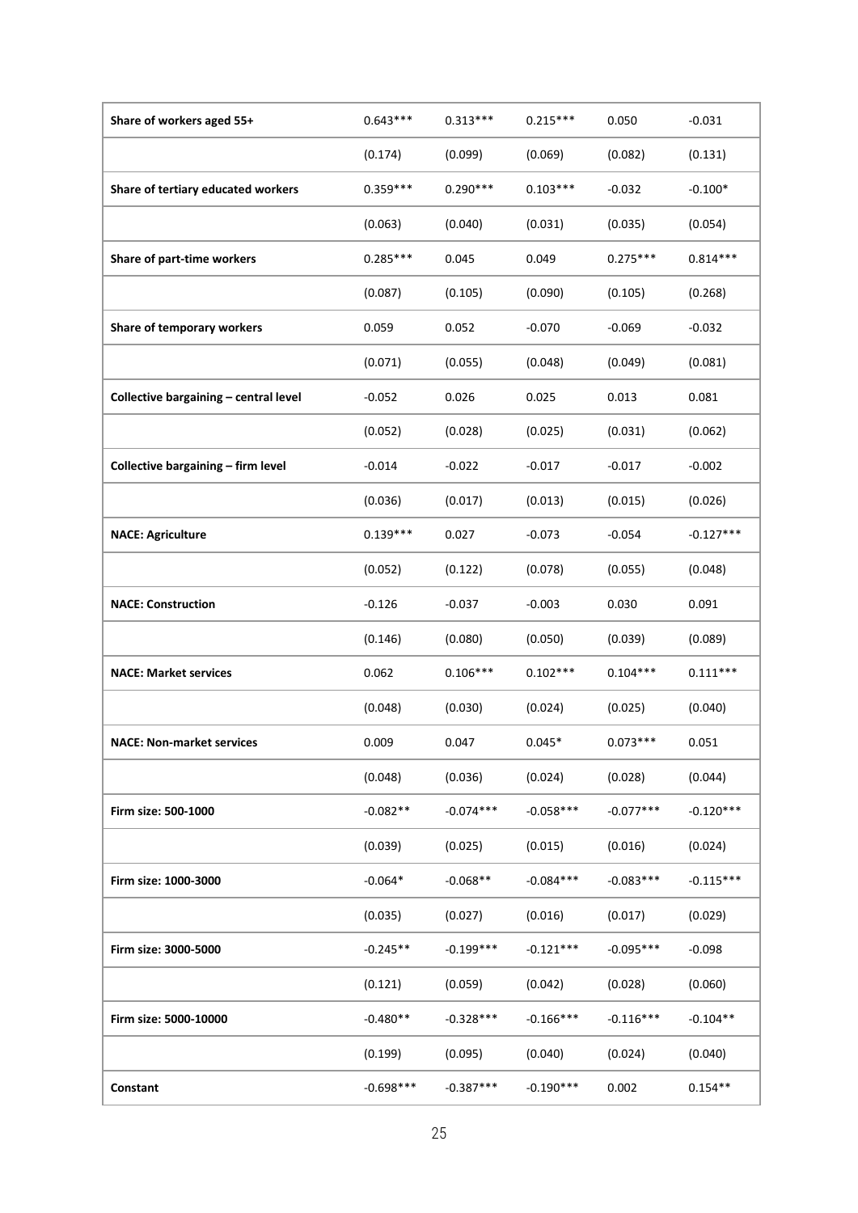| | | | | | |
|---|---|---|---|---|---|
| **Share of workers aged 55+** | 0.643*** | 0.313*** | 0.215*** | 0.050 | -0.031 |
| | (0.174) | (0.099) | (0.069) | (0.082) | (0.131) |
| **Share of tertiary educated workers** | 0.359*** | 0.290*** | 0.103*** | -0.032 | -0.100* |
| | (0.063) | (0.040) | (0.031) | (0.035) | (0.054) |
| **Share of part-time workers** | 0.285*** | 0.045 | 0.049 | 0.275*** | 0.814*** |
| | (0.087) | (0.105) | (0.090) | (0.105) | (0.268) |
| **Share of temporary workers** | 0.059 | 0.052 | -0.070 | -0.069 | -0.032 |
| | (0.071) | (0.055) | (0.048) | (0.049) | (0.081) |
| **Collective bargaining – central level** | -0.052 | 0.026 | 0.025 | 0.013 | 0.081 |
| | (0.052) | (0.028) | (0.025) | (0.031) | (0.062) |
| **Collective bargaining – firm level** | -0.014 | -0.022 | -0.017 | -0.017 | -0.002 |
| | (0.036) | (0.017) | (0.013) | (0.015) | (0.026) |
| **NACE: Agriculture** | 0.139*** | 0.027 | -0.073 | -0.054 | -0.127*** |
| | (0.052) | (0.122) | (0.078) | (0.055) | (0.048) |
| **NACE: Construction** | -0.126 | -0.037 | -0.003 | 0.030 | 0.091 |
| | (0.146) | (0.080) | (0.050) | (0.039) | (0.089) |
| **NACE: Market services** | 0.062 | 0.106*** | 0.102*** | 0.104*** | 0.111*** |
| | (0.048) | (0.030) | (0.024) | (0.025) | (0.040) |
| **NACE: Non-market services** | 0.009 | 0.047 | 0.045* | 0.073*** | 0.051 |
| | (0.048) | (0.036) | (0.024) | (0.028) | (0.044) |
| **Firm size: 500-1000** | -0.082** | -0.074*** | -0.058*** | -0.077*** | -0.120*** |
| | (0.039) | (0.025) | (0.015) | (0.016) | (0.024) |
| **Firm size: 1000-3000** | -0.064* | -0.068** | -0.084*** | -0.083*** | -0.115*** |
| | (0.035) | (0.027) | (0.016) | (0.017) | (0.029) |
| **Firm size: 3000-5000** | -0.245** | -0.199*** | -0.121*** | -0.095*** | -0.098 |
| | (0.121) | (0.059) | (0.042) | (0.028) | (0.060) |
| **Firm size: 5000-10000** | -0.480** | -0.328*** | -0.166*** | -0.116*** | -0.104** |
| | (0.199) | (0.095) | (0.040) | (0.024) | (0.040) |
| **Constant** | -0.698*** | -0.387*** | -0.190*** | 0.002 | 0.154** |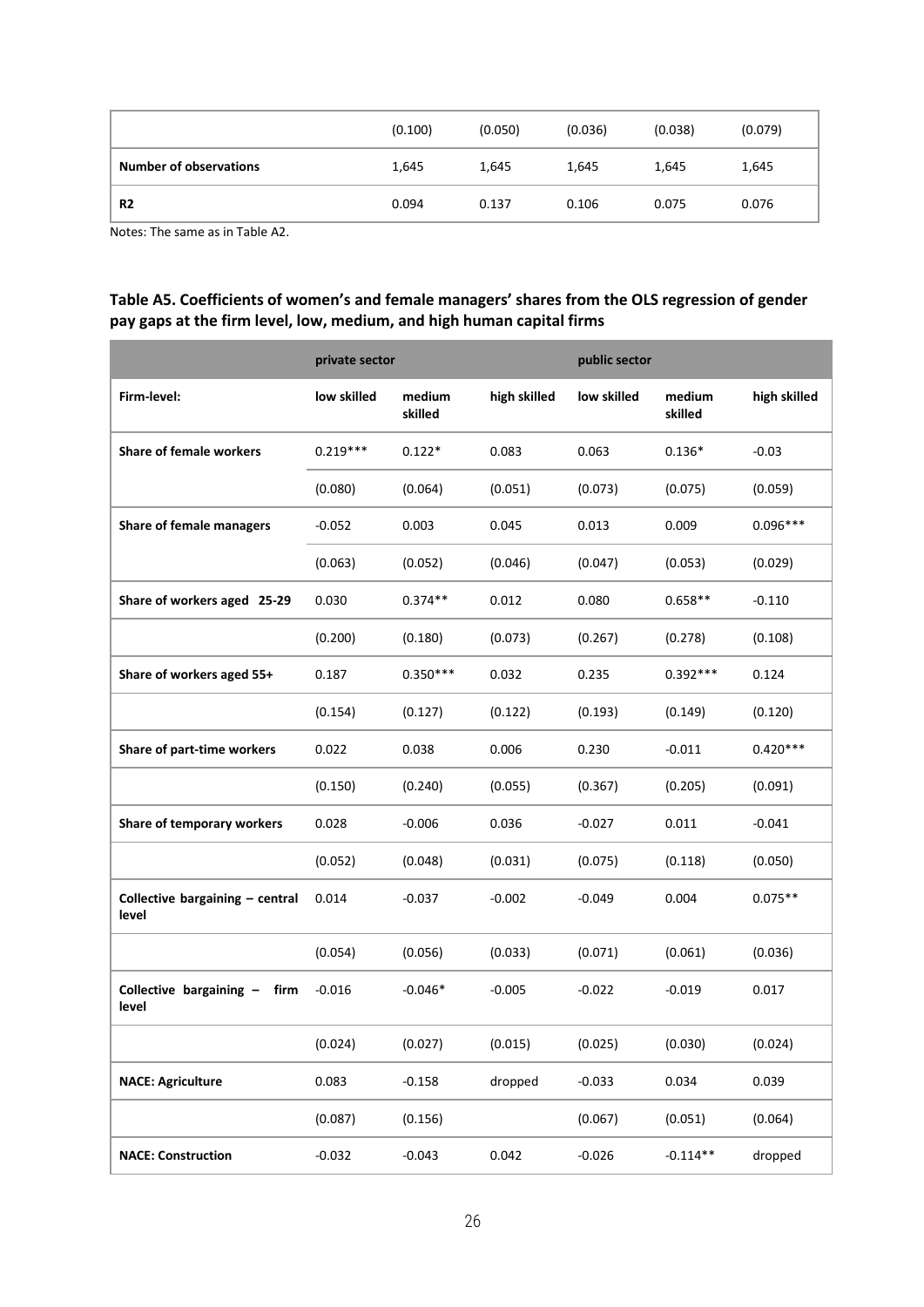| | (0.100) | (0.050) | (0.036) | (0.038) | (0.079) |
|---|---|---|---|---|---|
| **Number of observations** | 1,645 | 1,645 | 1,645 | 1,645 | 1,645 |
| **R2** | 0.094 | 0.137 | 0.106 | 0.075 | 0.076 |

Notes: The same as in Table A2.

### Table A5. Coefficients of women's and female managers' shares from the OLS regression of gender pay gaps at the firm level, low, medium, and high human capital firms

| | private sector | | | public sector | | |
|---|---|---|---|---|---|---|
| **Firm-level:** | **low skilled** | **medium skilled** | **high skilled** | **low skilled** | **medium skilled** | **high skilled** |
| **Share of female workers** | 0.219*** | 0.122* | 0.083 | 0.063 | 0.136* | -0.03 |
| | (0.080) | (0.064) | (0.051) | (0.073) | (0.075) | (0.059) |
| **Share of female managers** | -0.052 | 0.003 | 0.045 | 0.013 | 0.009 | 0.096*** |
| | (0.063) | (0.052) | (0.046) | (0.047) | (0.053) | (0.029) |
| **Share of workers aged 25-29** | 0.030 | 0.374** | 0.012 | 0.080 | 0.658** | -0.110 |
| | (0.200) | (0.180) | (0.073) | (0.267) | (0.278) | (0.108) |
| **Share of workers aged 55+** | 0.187 | 0.350*** | 0.032 | 0.235 | 0.392*** | 0.124 |
| | (0.154) | (0.127) | (0.122) | (0.193) | (0.149) | (0.120) |
| **Share of part-time workers** | 0.022 | 0.038 | 0.006 | 0.230 | -0.011 | 0.420*** |
| | (0.150) | (0.240) | (0.055) | (0.367) | (0.205) | (0.091) |
| **Share of temporary workers** | 0.028 | -0.006 | 0.036 | -0.027 | 0.011 | -0.041 |
| | (0.052) | (0.048) | (0.031) | (0.075) | (0.118) | (0.050) |
| **Collective bargaining – central level** | 0.014 | -0.037 | -0.002 | -0.049 | 0.004 | 0.075** |
| | (0.054) | (0.056) | (0.033) | (0.071) | (0.061) | (0.036) |
| **Collective bargaining – firm level** | -0.016 | -0.046* | -0.005 | -0.022 | -0.019 | 0.017 |
| | (0.024) | (0.027) | (0.015) | (0.025) | (0.030) | (0.024) |
| **NACE: Agriculture** | 0.083 | -0.158 | dropped | -0.033 | 0.034 | 0.039 |
| | (0.087) | (0.156) | | (0.067) | (0.051) | (0.064) |
| **NACE: Construction** | -0.032 | -0.043 | 0.042 | -0.026 | -0.114** | dropped |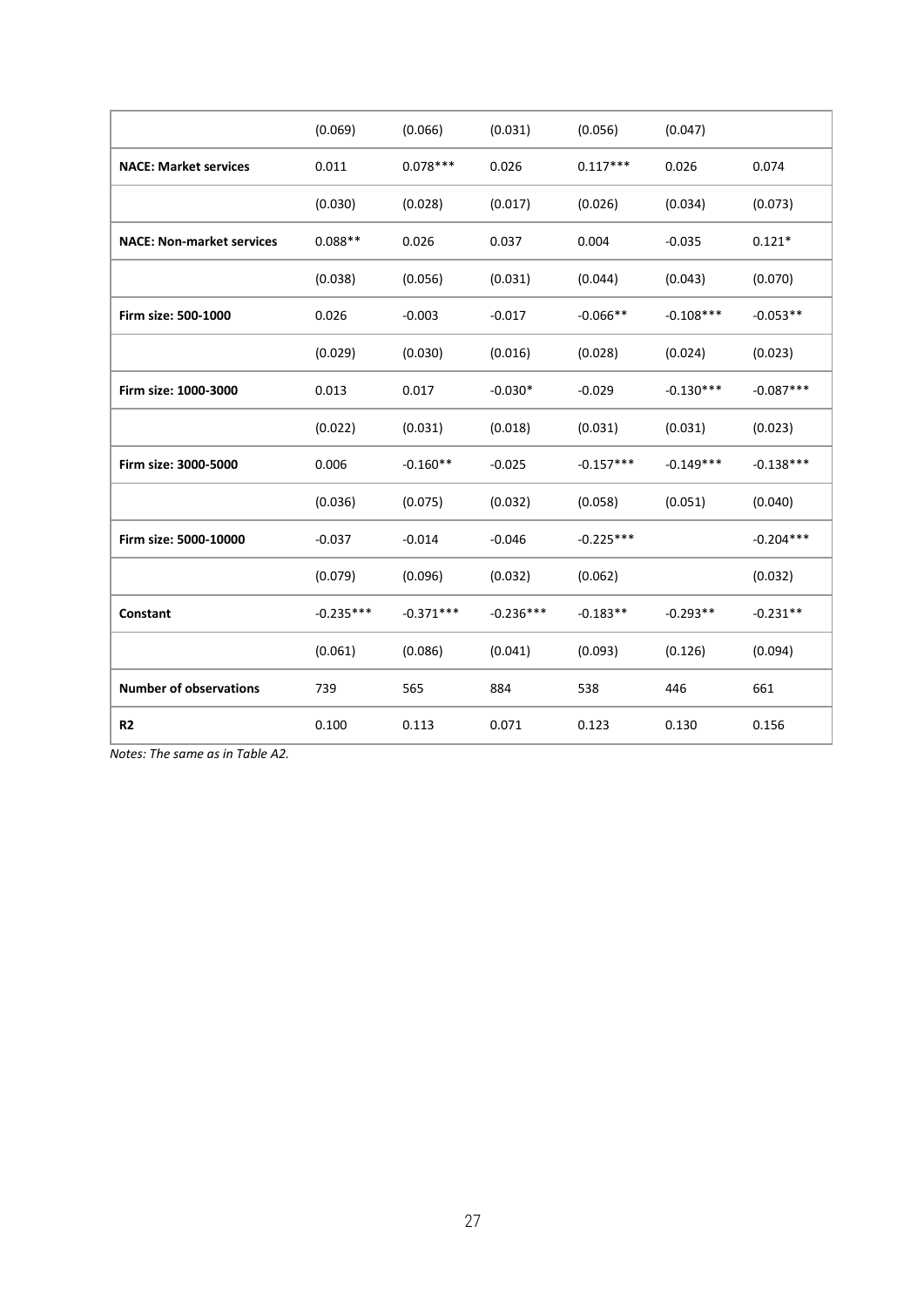| | | | | | | |
|---|---|---|---|---|---|---|
| | (0.069) | (0.066) | (0.031) | (0.056) | (0.047) | |
| **NACE: Market services** | 0.011 | 0.078*** | 0.026 | 0.117*** | 0.026 | 0.074 |
| | (0.030) | (0.028) | (0.017) | (0.026) | (0.034) | (0.073) |
| **NACE: Non-market services** | 0.088** | 0.026 | 0.037 | 0.004 | -0.035 | 0.121* |
| | (0.038) | (0.056) | (0.031) | (0.044) | (0.043) | (0.070) |
| **Firm size: 500-1000** | 0.026 | -0.003 | -0.017 | -0.066** | -0.108*** | -0.053** |
| | (0.029) | (0.030) | (0.016) | (0.028) | (0.024) | (0.023) |
| **Firm size: 1000-3000** | 0.013 | 0.017 | -0.030* | -0.029 | -0.130*** | -0.087*** |
| | (0.022) | (0.031) | (0.018) | (0.031) | (0.031) | (0.023) |
| **Firm size: 3000-5000** | 0.006 | -0.160** | -0.025 | -0.157*** | -0.149*** | -0.138*** |
| | (0.036) | (0.075) | (0.032) | (0.058) | (0.051) | (0.040) |
| **Firm size: 5000-10000** | -0.037 | -0.014 | -0.046 | -0.225*** | | -0.204*** |
| | (0.079) | (0.096) | (0.032) | (0.062) | | (0.032) |
| **Constant** | -0.235*** | -0.371*** | -0.236*** | -0.183** | -0.293** | -0.231** |
| | (0.061) | (0.086) | (0.041) | (0.093) | (0.126) | (0.094) |
| **Number of observations** | 739 | 565 | 884 | 538 | 446 | 661 |
| **R2** | 0.100 | 0.113 | 0.071 | 0.123 | 0.130 | 0.156 |

*Notes: The same as in Table A2.*